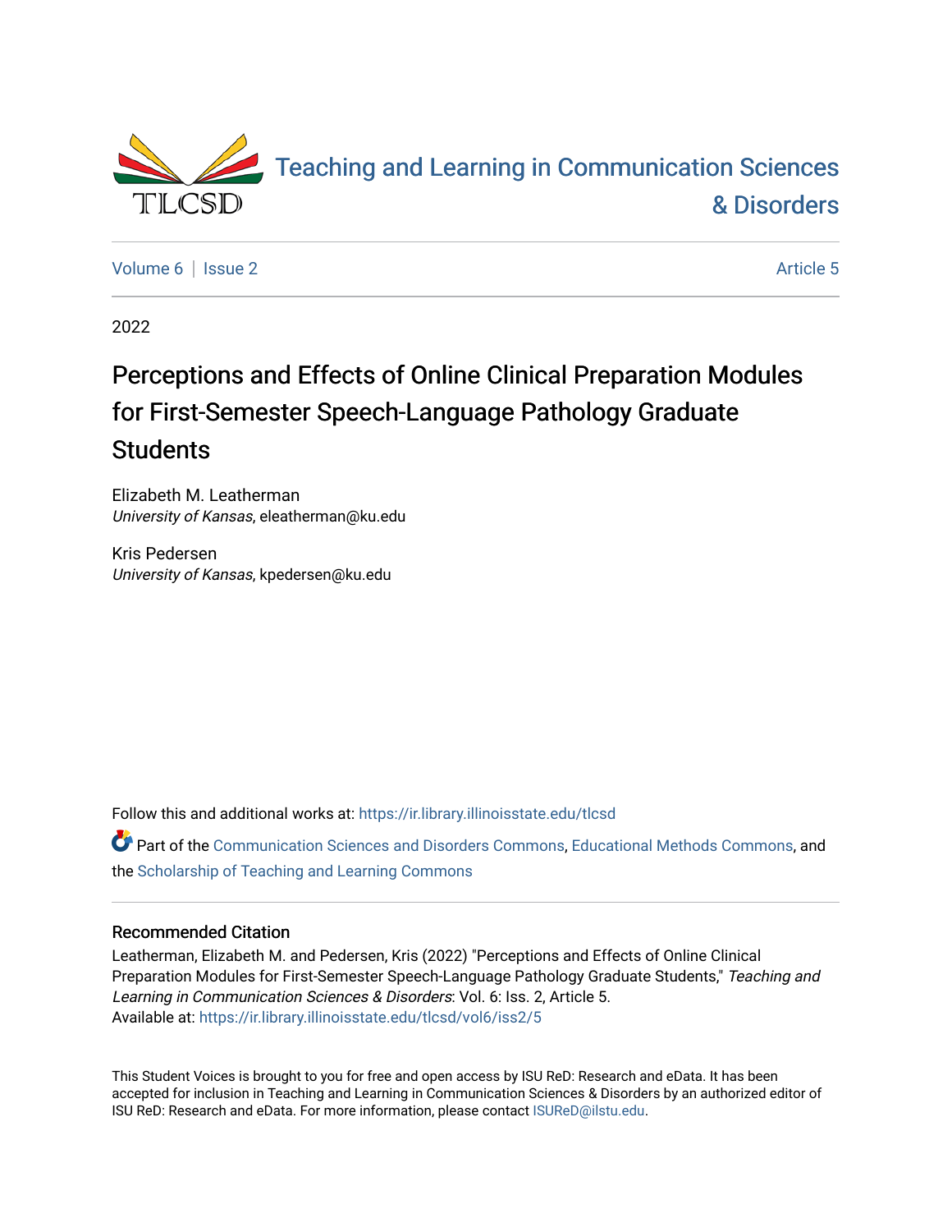# Teaching and Learning in Communication Sciences & Disorders

Volume 6 | Issue 2 — Article 5

2022

## Perceptions and Effects of Online Clinical Preparation Modules for First-Semester Speech-Language Pathology Graduate Students

Elizabeth M. Leatherman
*University of Kansas*, eleatherman@ku.edu

Kris Pedersen
*University of Kansas*, kpedersen@ku.edu

Follow this and additional works at: https://ir.library.illinoisstate.edu/tlcsd

Part of the Communication Sciences and Disorders Commons, Educational Methods Commons, and the Scholarship of Teaching and Learning Commons

### Recommended Citation

Leatherman, Elizabeth M. and Pedersen, Kris (2022) "Perceptions and Effects of Online Clinical Preparation Modules for First-Semester Speech-Language Pathology Graduate Students," *Teaching and Learning in Communication Sciences & Disorders*: Vol. 6: Iss. 2, Article 5.
Available at: https://ir.library.illinoisstate.edu/tlcsd/vol6/iss2/5

This Student Voices is brought to you for free and open access by ISU ReD: Research and eData. It has been accepted for inclusion in Teaching and Learning in Communication Sciences & Disorders by an authorized editor of ISU ReD: Research and eData. For more information, please contact ISUReD@ilstu.edu.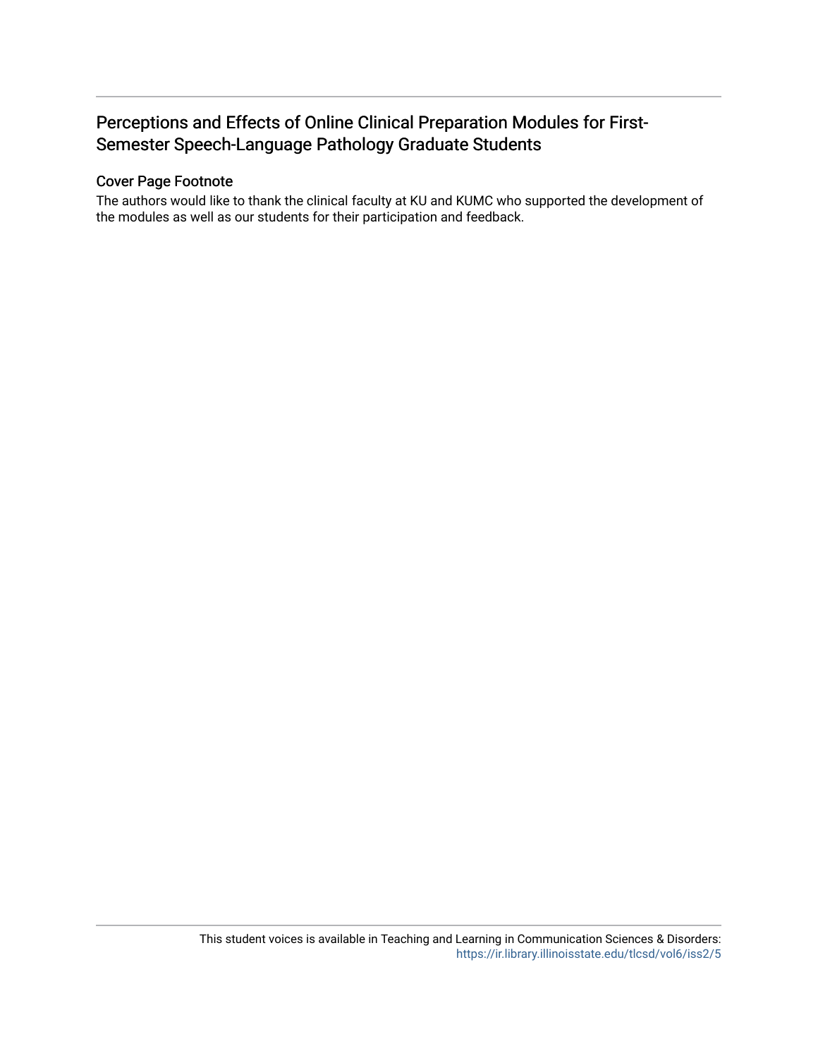## Perceptions and Effects of Online Clinical Preparation Modules for First-Semester Speech-Language Pathology Graduate Students

### Cover Page Footnote

The authors would like to thank the clinical faculty at KU and KUMC who supported the development of the modules as well as our students for their participation and feedback.

This student voices is available in Teaching and Learning in Communication Sciences & Disorders: https://ir.library.illinoisstate.edu/tlcsd/vol6/iss2/5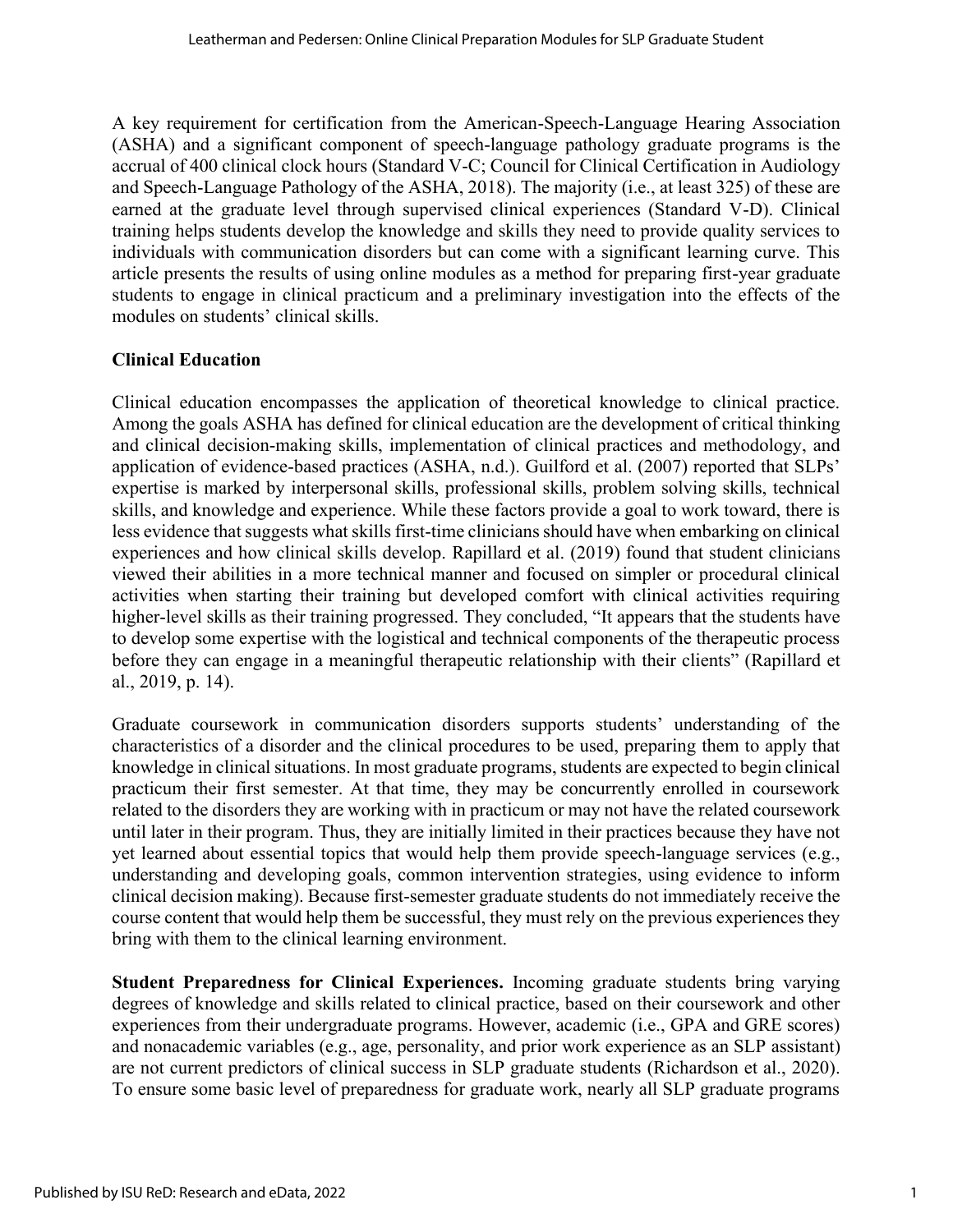A key requirement for certification from the American-Speech-Language Hearing Association (ASHA) and a significant component of speech-language pathology graduate programs is the accrual of 400 clinical clock hours (Standard V-C; Council for Clinical Certification in Audiology and Speech-Language Pathology of the ASHA, 2018). The majority (i.e., at least 325) of these are earned at the graduate level through supervised clinical experiences (Standard V-D). Clinical training helps students develop the knowledge and skills they need to provide quality services to individuals with communication disorders but can come with a significant learning curve. This article presents the results of using online modules as a method for preparing first-year graduate students to engage in clinical practicum and a preliminary investigation into the effects of the modules on students' clinical skills.

## Clinical Education

Clinical education encompasses the application of theoretical knowledge to clinical practice. Among the goals ASHA has defined for clinical education are the development of critical thinking and clinical decision-making skills, implementation of clinical practices and methodology, and application of evidence-based practices (ASHA, n.d.). Guilford et al. (2007) reported that SLPs' expertise is marked by interpersonal skills, professional skills, problem solving skills, technical skills, and knowledge and experience. While these factors provide a goal to work toward, there is less evidence that suggests what skills first-time clinicians should have when embarking on clinical experiences and how clinical skills develop. Rapillard et al. (2019) found that student clinicians viewed their abilities in a more technical manner and focused on simpler or procedural clinical activities when starting their training but developed comfort with clinical activities requiring higher-level skills as their training progressed. They concluded, "It appears that the students have to develop some expertise with the logistical and technical components of the therapeutic process before they can engage in a meaningful therapeutic relationship with their clients" (Rapillard et al., 2019, p. 14).

Graduate coursework in communication disorders supports students' understanding of the characteristics of a disorder and the clinical procedures to be used, preparing them to apply that knowledge in clinical situations. In most graduate programs, students are expected to begin clinical practicum their first semester. At that time, they may be concurrently enrolled in coursework related to the disorders they are working with in practicum or may not have the related coursework until later in their program. Thus, they are initially limited in their practices because they have not yet learned about essential topics that would help them provide speech-language services (e.g., understanding and developing goals, common intervention strategies, using evidence to inform clinical decision making). Because first-semester graduate students do not immediately receive the course content that would help them be successful, they must rely on the previous experiences they bring with them to the clinical learning environment.

**Student Preparedness for Clinical Experiences.** Incoming graduate students bring varying degrees of knowledge and skills related to clinical practice, based on their coursework and other experiences from their undergraduate programs. However, academic (i.e., GPA and GRE scores) and nonacademic variables (e.g., age, personality, and prior work experience as an SLP assistant) are not current predictors of clinical success in SLP graduate students (Richardson et al., 2020). To ensure some basic level of preparedness for graduate work, nearly all SLP graduate programs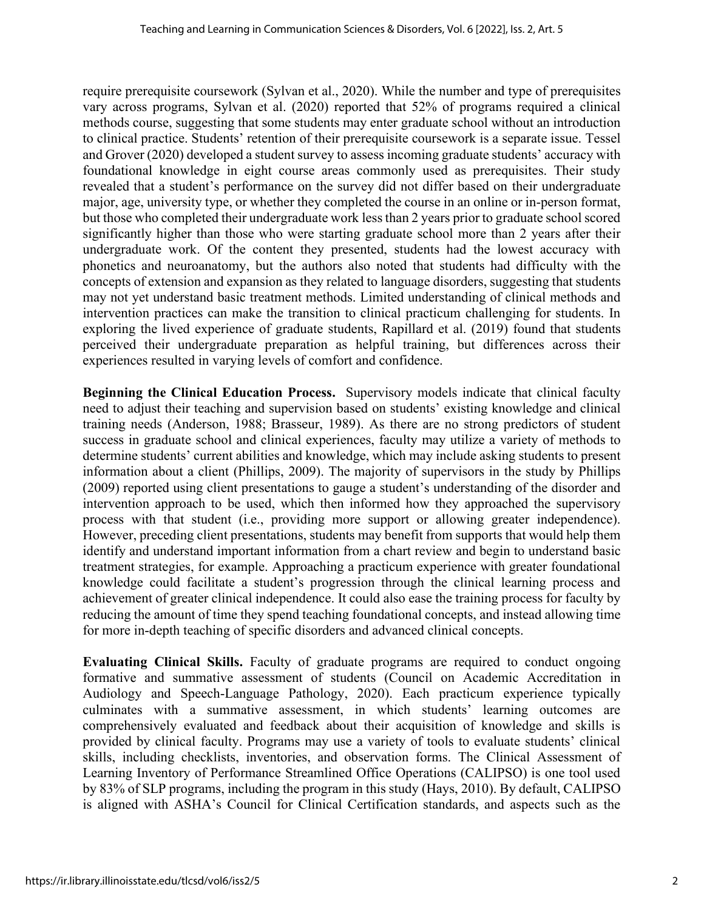require prerequisite coursework (Sylvan et al., 2020). While the number and type of prerequisites vary across programs, Sylvan et al. (2020) reported that 52% of programs required a clinical methods course, suggesting that some students may enter graduate school without an introduction to clinical practice. Students' retention of their prerequisite coursework is a separate issue. Tessel and Grover (2020) developed a student survey to assess incoming graduate students' accuracy with foundational knowledge in eight course areas commonly used as prerequisites. Their study revealed that a student's performance on the survey did not differ based on their undergraduate major, age, university type, or whether they completed the course in an online or in-person format, but those who completed their undergraduate work less than 2 years prior to graduate school scored significantly higher than those who were starting graduate school more than 2 years after their undergraduate work. Of the content they presented, students had the lowest accuracy with phonetics and neuroanatomy, but the authors also noted that students had difficulty with the concepts of extension and expansion as they related to language disorders, suggesting that students may not yet understand basic treatment methods. Limited understanding of clinical methods and intervention practices can make the transition to clinical practicum challenging for students. In exploring the lived experience of graduate students, Rapillard et al. (2019) found that students perceived their undergraduate preparation as helpful training, but differences across their experiences resulted in varying levels of comfort and confidence.

**Beginning the Clinical Education Process.** Supervisory models indicate that clinical faculty need to adjust their teaching and supervision based on students' existing knowledge and clinical training needs (Anderson, 1988; Brasseur, 1989). As there are no strong predictors of student success in graduate school and clinical experiences, faculty may utilize a variety of methods to determine students' current abilities and knowledge, which may include asking students to present information about a client (Phillips, 2009). The majority of supervisors in the study by Phillips (2009) reported using client presentations to gauge a student's understanding of the disorder and intervention approach to be used, which then informed how they approached the supervisory process with that student (i.e., providing more support or allowing greater independence). However, preceding client presentations, students may benefit from supports that would help them identify and understand important information from a chart review and begin to understand basic treatment strategies, for example. Approaching a practicum experience with greater foundational knowledge could facilitate a student's progression through the clinical learning process and achievement of greater clinical independence. It could also ease the training process for faculty by reducing the amount of time they spend teaching foundational concepts, and instead allowing time for more in-depth teaching of specific disorders and advanced clinical concepts.

**Evaluating Clinical Skills.** Faculty of graduate programs are required to conduct ongoing formative and summative assessment of students (Council on Academic Accreditation in Audiology and Speech-Language Pathology, 2020). Each practicum experience typically culminates with a summative assessment, in which students' learning outcomes are comprehensively evaluated and feedback about their acquisition of knowledge and skills is provided by clinical faculty. Programs may use a variety of tools to evaluate students' clinical skills, including checklists, inventories, and observation forms. The Clinical Assessment of Learning Inventory of Performance Streamlined Office Operations (CALIPSO) is one tool used by 83% of SLP programs, including the program in this study (Hays, 2010). By default, CALIPSO is aligned with ASHA's Council for Clinical Certification standards, and aspects such as the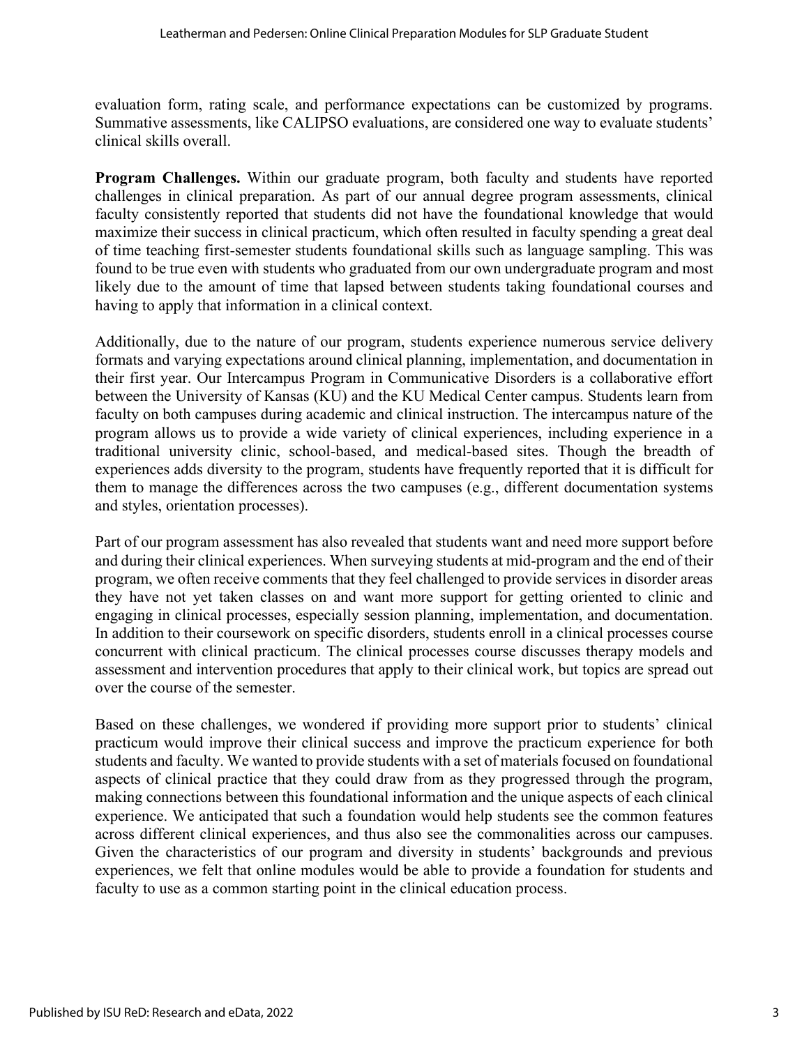evaluation form, rating scale, and performance expectations can be customized by programs. Summative assessments, like CALIPSO evaluations, are considered one way to evaluate students' clinical skills overall.

**Program Challenges.** Within our graduate program, both faculty and students have reported challenges in clinical preparation. As part of our annual degree program assessments, clinical faculty consistently reported that students did not have the foundational knowledge that would maximize their success in clinical practicum, which often resulted in faculty spending a great deal of time teaching first-semester students foundational skills such as language sampling. This was found to be true even with students who graduated from our own undergraduate program and most likely due to the amount of time that lapsed between students taking foundational courses and having to apply that information in a clinical context.

Additionally, due to the nature of our program, students experience numerous service delivery formats and varying expectations around clinical planning, implementation, and documentation in their first year. Our Intercampus Program in Communicative Disorders is a collaborative effort between the University of Kansas (KU) and the KU Medical Center campus. Students learn from faculty on both campuses during academic and clinical instruction. The intercampus nature of the program allows us to provide a wide variety of clinical experiences, including experience in a traditional university clinic, school-based, and medical-based sites. Though the breadth of experiences adds diversity to the program, students have frequently reported that it is difficult for them to manage the differences across the two campuses (e.g., different documentation systems and styles, orientation processes).

Part of our program assessment has also revealed that students want and need more support before and during their clinical experiences. When surveying students at mid-program and the end of their program, we often receive comments that they feel challenged to provide services in disorder areas they have not yet taken classes on and want more support for getting oriented to clinic and engaging in clinical processes, especially session planning, implementation, and documentation. In addition to their coursework on specific disorders, students enroll in a clinical processes course concurrent with clinical practicum. The clinical processes course discusses therapy models and assessment and intervention procedures that apply to their clinical work, but topics are spread out over the course of the semester.

Based on these challenges, we wondered if providing more support prior to students' clinical practicum would improve their clinical success and improve the practicum experience for both students and faculty. We wanted to provide students with a set of materials focused on foundational aspects of clinical practice that they could draw from as they progressed through the program, making connections between this foundational information and the unique aspects of each clinical experience. We anticipated that such a foundation would help students see the common features across different clinical experiences, and thus also see the commonalities across our campuses. Given the characteristics of our program and diversity in students' backgrounds and previous experiences, we felt that online modules would be able to provide a foundation for students and faculty to use as a common starting point in the clinical education process.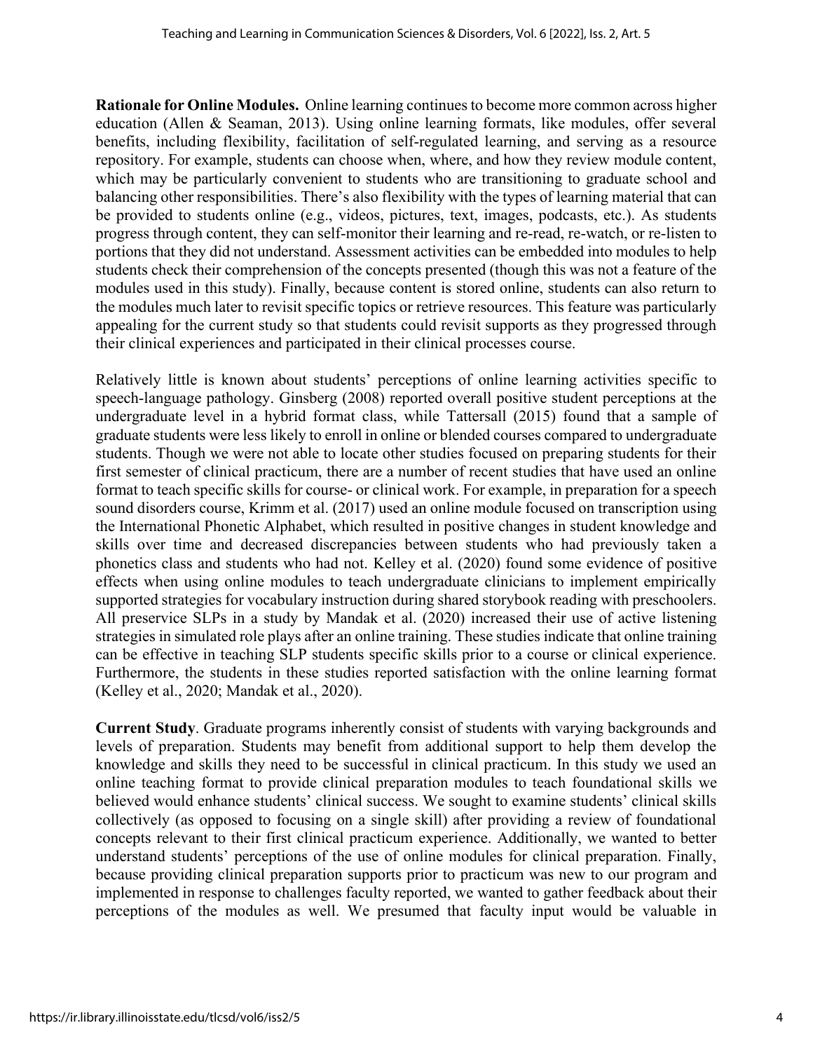**Rationale for Online Modules.** Online learning continues to become more common across higher education (Allen & Seaman, 2013). Using online learning formats, like modules, offer several benefits, including flexibility, facilitation of self-regulated learning, and serving as a resource repository. For example, students can choose when, where, and how they review module content, which may be particularly convenient to students who are transitioning to graduate school and balancing other responsibilities. There's also flexibility with the types of learning material that can be provided to students online (e.g., videos, pictures, text, images, podcasts, etc.). As students progress through content, they can self-monitor their learning and re-read, re-watch, or re-listen to portions that they did not understand. Assessment activities can be embedded into modules to help students check their comprehension of the concepts presented (though this was not a feature of the modules used in this study). Finally, because content is stored online, students can also return to the modules much later to revisit specific topics or retrieve resources. This feature was particularly appealing for the current study so that students could revisit supports as they progressed through their clinical experiences and participated in their clinical processes course.

Relatively little is known about students' perceptions of online learning activities specific to speech-language pathology. Ginsberg (2008) reported overall positive student perceptions at the undergraduate level in a hybrid format class, while Tattersall (2015) found that a sample of graduate students were less likely to enroll in online or blended courses compared to undergraduate students. Though we were not able to locate other studies focused on preparing students for their first semester of clinical practicum, there are a number of recent studies that have used an online format to teach specific skills for course- or clinical work. For example, in preparation for a speech sound disorders course, Krimm et al. (2017) used an online module focused on transcription using the International Phonetic Alphabet, which resulted in positive changes in student knowledge and skills over time and decreased discrepancies between students who had previously taken a phonetics class and students who had not. Kelley et al. (2020) found some evidence of positive effects when using online modules to teach undergraduate clinicians to implement empirically supported strategies for vocabulary instruction during shared storybook reading with preschoolers. All preservice SLPs in a study by Mandak et al. (2020) increased their use of active listening strategies in simulated role plays after an online training. These studies indicate that online training can be effective in teaching SLP students specific skills prior to a course or clinical experience. Furthermore, the students in these studies reported satisfaction with the online learning format (Kelley et al., 2020; Mandak et al., 2020).

**Current Study**. Graduate programs inherently consist of students with varying backgrounds and levels of preparation. Students may benefit from additional support to help them develop the knowledge and skills they need to be successful in clinical practicum. In this study we used an online teaching format to provide clinical preparation modules to teach foundational skills we believed would enhance students' clinical success. We sought to examine students' clinical skills collectively (as opposed to focusing on a single skill) after providing a review of foundational concepts relevant to their first clinical practicum experience. Additionally, we wanted to better understand students' perceptions of the use of online modules for clinical preparation. Finally, because providing clinical preparation supports prior to practicum was new to our program and implemented in response to challenges faculty reported, we wanted to gather feedback about their perceptions of the modules as well. We presumed that faculty input would be valuable in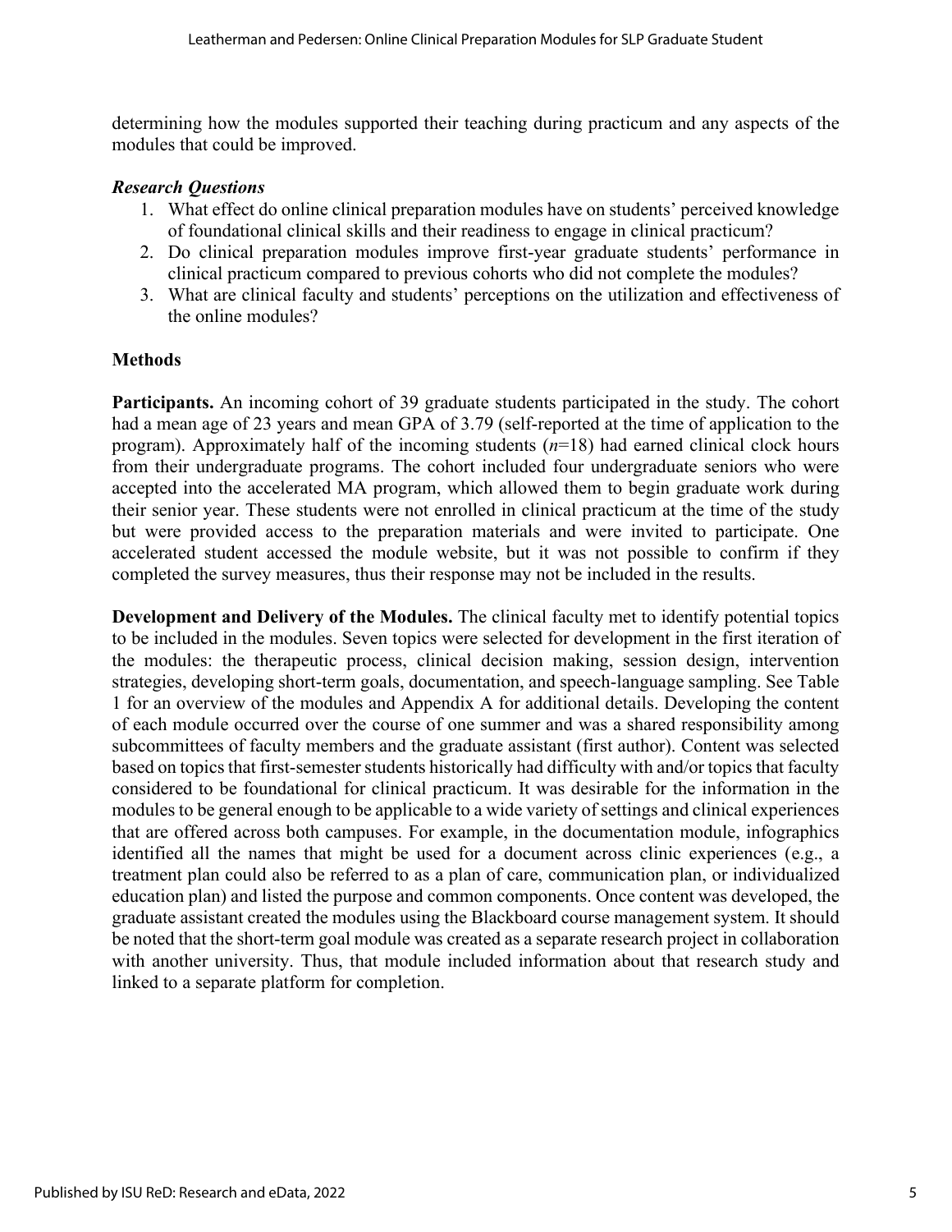determining how the modules supported their teaching during practicum and any aspects of the modules that could be improved.

### *Research Questions*

1. What effect do online clinical preparation modules have on students' perceived knowledge of foundational clinical skills and their readiness to engage in clinical practicum?
2. Do clinical preparation modules improve first-year graduate students' performance in clinical practicum compared to previous cohorts who did not complete the modules?
3. What are clinical faculty and students' perceptions on the utilization and effectiveness of the online modules?

## Methods

**Participants.** An incoming cohort of 39 graduate students participated in the study. The cohort had a mean age of 23 years and mean GPA of 3.79 (self-reported at the time of application to the program). Approximately half of the incoming students (*n*=18) had earned clinical clock hours from their undergraduate programs. The cohort included four undergraduate seniors who were accepted into the accelerated MA program, which allowed them to begin graduate work during their senior year. These students were not enrolled in clinical practicum at the time of the study but were provided access to the preparation materials and were invited to participate. One accelerated student accessed the module website, but it was not possible to confirm if they completed the survey measures, thus their response may not be included in the results.

**Development and Delivery of the Modules.** The clinical faculty met to identify potential topics to be included in the modules. Seven topics were selected for development in the first iteration of the modules: the therapeutic process, clinical decision making, session design, intervention strategies, developing short-term goals, documentation, and speech-language sampling. See Table 1 for an overview of the modules and Appendix A for additional details. Developing the content of each module occurred over the course of one summer and was a shared responsibility among subcommittees of faculty members and the graduate assistant (first author). Content was selected based on topics that first-semester students historically had difficulty with and/or topics that faculty considered to be foundational for clinical practicum. It was desirable for the information in the modules to be general enough to be applicable to a wide variety of settings and clinical experiences that are offered across both campuses. For example, in the documentation module, infographics identified all the names that might be used for a document across clinic experiences (e.g., a treatment plan could also be referred to as a plan of care, communication plan, or individualized education plan) and listed the purpose and common components. Once content was developed, the graduate assistant created the modules using the Blackboard course management system. It should be noted that the short-term goal module was created as a separate research project in collaboration with another university. Thus, that module included information about that research study and linked to a separate platform for completion.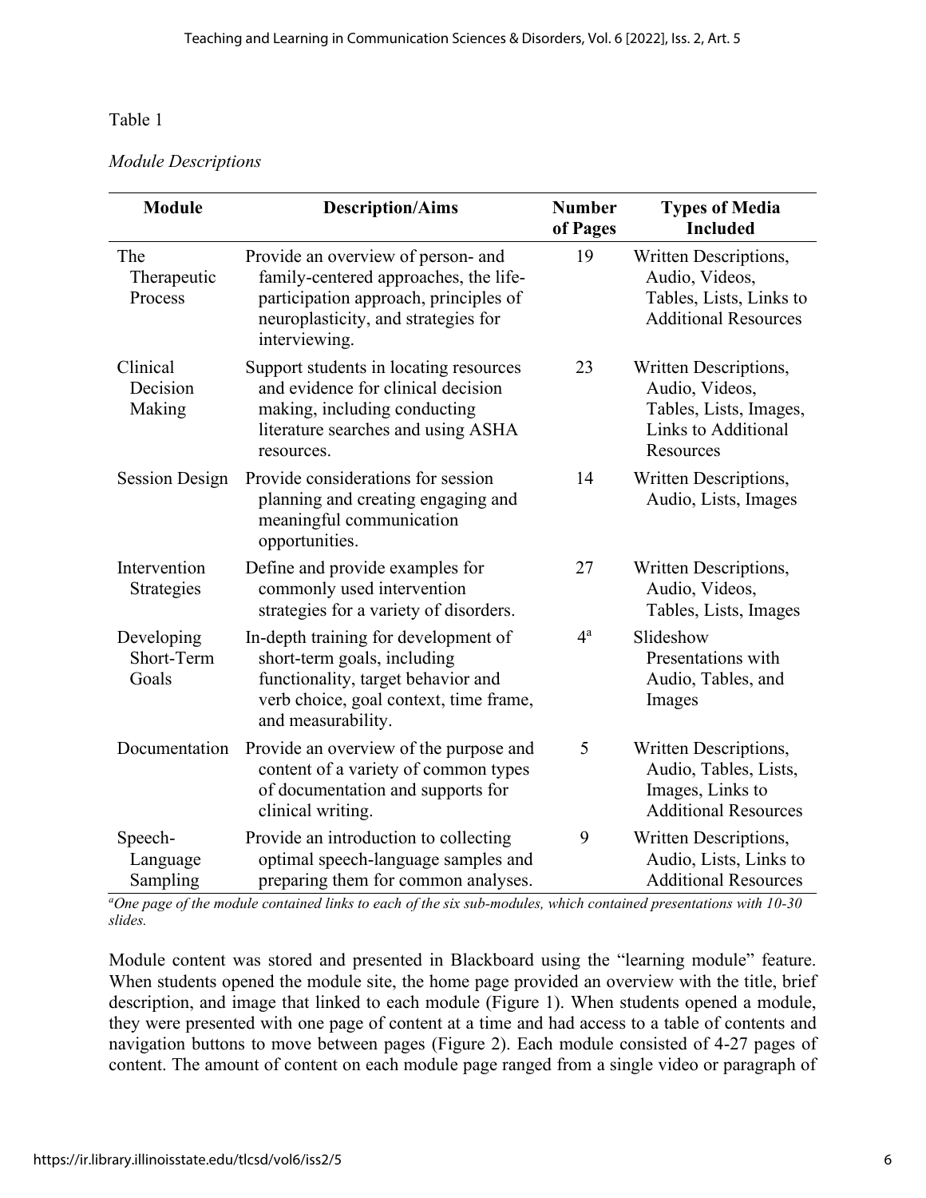Table 1

*Module Descriptions*

| Module | Description/Aims | Number of Pages | Types of Media Included |
|---|---|---|---|
| The Therapeutic Process | Provide an overview of person- and family-centered approaches, the life-participation approach, principles of neuroplasticity, and strategies for interviewing. | 19 | Written Descriptions, Audio, Videos, Tables, Lists, Links to Additional Resources |
| Clinical Decision Making | Support students in locating resources and evidence for clinical decision making, including conducting literature searches and using ASHA resources. | 23 | Written Descriptions, Audio, Videos, Tables, Lists, Images, Links to Additional Resources |
| Session Design | Provide considerations for session planning and creating engaging and meaningful communication opportunities. | 14 | Written Descriptions, Audio, Lists, Images |
| Intervention Strategies | Define and provide examples for commonly used intervention strategies for a variety of disorders. | 27 | Written Descriptions, Audio, Videos, Tables, Lists, Images |
| Developing Short-Term Goals | In-depth training for development of short-term goals, including functionality, target behavior and verb choice, goal context, time frame, and measurability. | 4[a] | Slideshow Presentations with Audio, Tables, and Images |
| Documentation | Provide an overview of the purpose and content of a variety of common types of documentation and supports for clinical writing. | 5 | Written Descriptions, Audio, Tables, Lists, Images, Links to Additional Resources |
| Speech-Language Sampling | Provide an introduction to collecting optimal speech-language samples and preparing them for common analyses. | 9 | Written Descriptions, Audio, Lists, Links to Additional Resources |

*[a]One page of the module contained links to each of the six sub-modules, which contained presentations with 10-30 slides.*

Module content was stored and presented in Blackboard using the "learning module" feature. When students opened the module site, the home page provided an overview with the title, brief description, and image that linked to each module (Figure 1). When students opened a module, they were presented with one page of content at a time and had access to a table of contents and navigation buttons to move between pages (Figure 2). Each module consisted of 4-27 pages of content. The amount of content on each module page ranged from a single video or paragraph of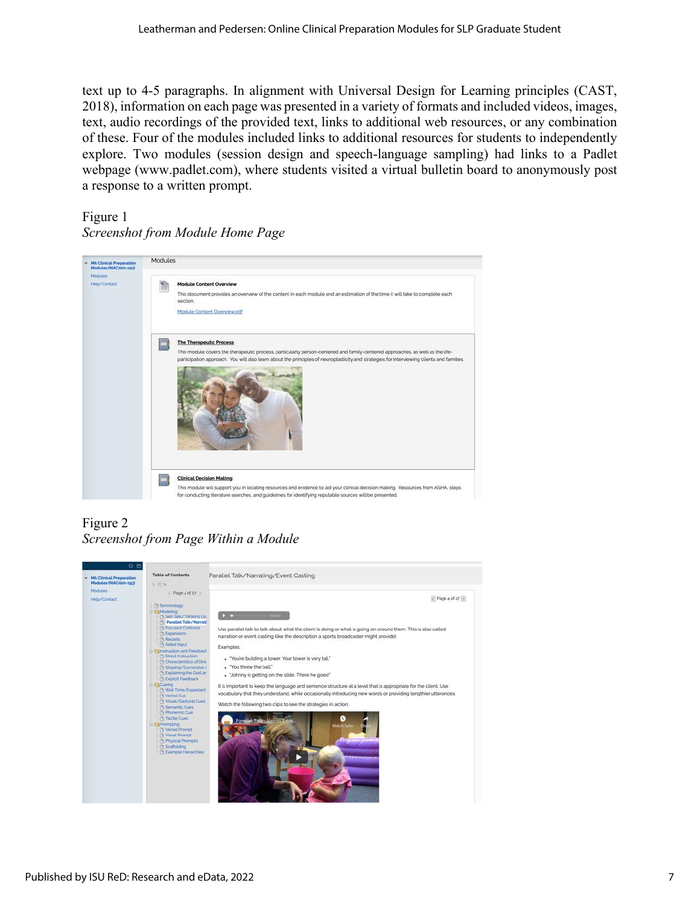text up to 4-5 paragraphs. In alignment with Universal Design for Learning principles (CAST, 2018), information on each page was presented in a variety of formats and included videos, images, text, audio recordings of the provided text, links to additional web resources, or any combination of these. Four of the modules included links to additional resources for students to independently explore. Two modules (session design and speech-language sampling) had links to a Padlet webpage (www.padlet.com), where students visited a virtual bulletin board to anonymously post a response to a written prompt.

Figure 1
*Screenshot from Module Home Page*

Figure 2
*Screenshot from Page Within a Module*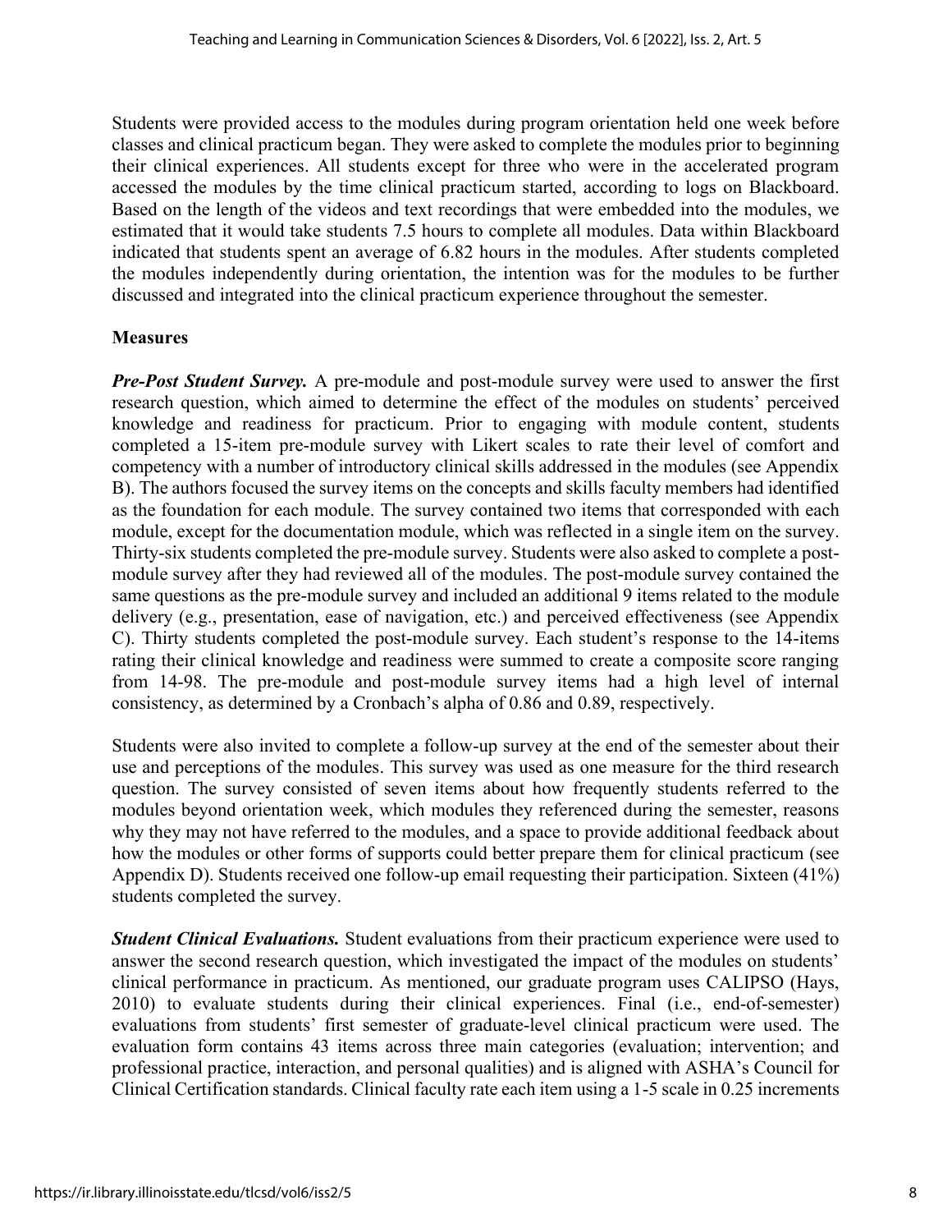Students were provided access to the modules during program orientation held one week before classes and clinical practicum began. They were asked to complete the modules prior to beginning their clinical experiences. All students except for three who were in the accelerated program accessed the modules by the time clinical practicum started, according to logs on Blackboard. Based on the length of the videos and text recordings that were embedded into the modules, we estimated that it would take students 7.5 hours to complete all modules. Data within Blackboard indicated that students spent an average of 6.82 hours in the modules. After students completed the modules independently during orientation, the intention was for the modules to be further discussed and integrated into the clinical practicum experience throughout the semester.

### Measures

***Pre-Post Student Survey.*** A pre-module and post-module survey were used to answer the first research question, which aimed to determine the effect of the modules on students' perceived knowledge and readiness for practicum. Prior to engaging with module content, students completed a 15-item pre-module survey with Likert scales to rate their level of comfort and competency with a number of introductory clinical skills addressed in the modules (see Appendix B). The authors focused the survey items on the concepts and skills faculty members had identified as the foundation for each module. The survey contained two items that corresponded with each module, except for the documentation module, which was reflected in a single item on the survey. Thirty-six students completed the pre-module survey. Students were also asked to complete a post-module survey after they had reviewed all of the modules. The post-module survey contained the same questions as the pre-module survey and included an additional 9 items related to the module delivery (e.g., presentation, ease of navigation, etc.) and perceived effectiveness (see Appendix C). Thirty students completed the post-module survey. Each student's response to the 14-items rating their clinical knowledge and readiness were summed to create a composite score ranging from 14-98. The pre-module and post-module survey items had a high level of internal consistency, as determined by a Cronbach's alpha of 0.86 and 0.89, respectively.

Students were also invited to complete a follow-up survey at the end of the semester about their use and perceptions of the modules. This survey was used as one measure for the third research question. The survey consisted of seven items about how frequently students referred to the modules beyond orientation week, which modules they referenced during the semester, reasons why they may not have referred to the modules, and a space to provide additional feedback about how the modules or other forms of supports could better prepare them for clinical practicum (see Appendix D). Students received one follow-up email requesting their participation. Sixteen (41%) students completed the survey.

***Student Clinical Evaluations.*** Student evaluations from their practicum experience were used to answer the second research question, which investigated the impact of the modules on students' clinical performance in practicum. As mentioned, our graduate program uses CALIPSO (Hays, 2010) to evaluate students during their clinical experiences. Final (i.e., end-of-semester) evaluations from students' first semester of graduate-level clinical practicum were used. The evaluation form contains 43 items across three main categories (evaluation; intervention; and professional practice, interaction, and personal qualities) and is aligned with ASHA's Council for Clinical Certification standards. Clinical faculty rate each item using a 1-5 scale in 0.25 increments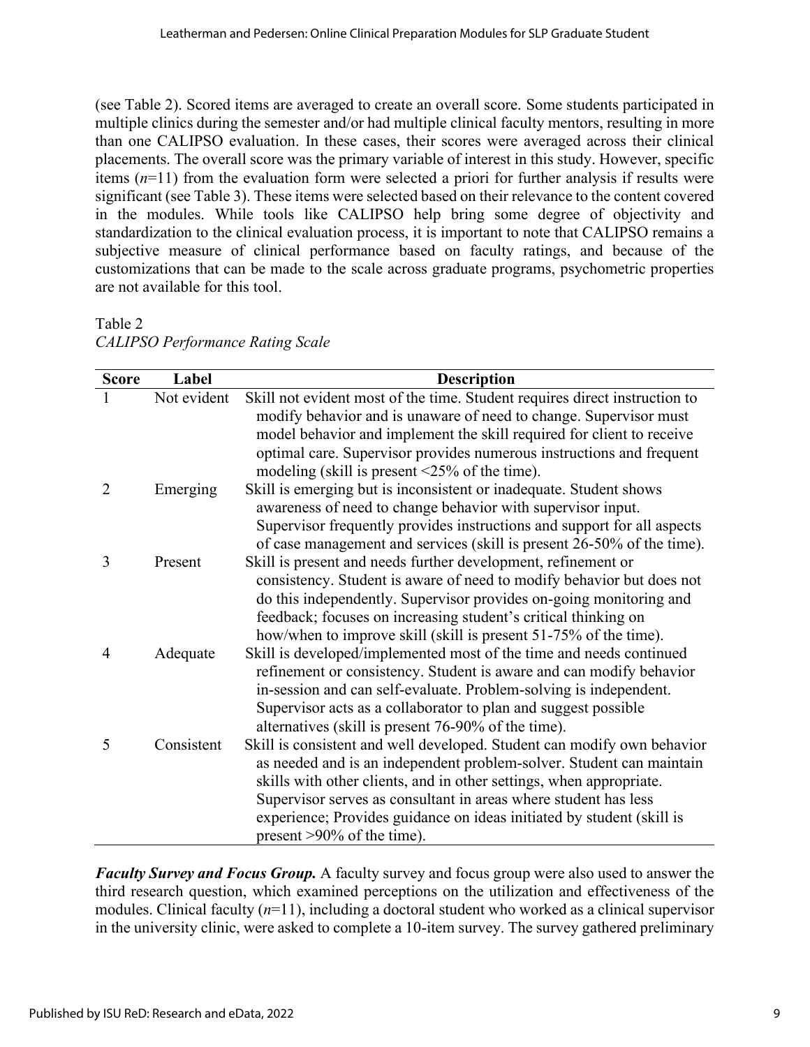(see Table 2). Scored items are averaged to create an overall score. Some students participated in multiple clinics during the semester and/or had multiple clinical faculty mentors, resulting in more than one CALIPSO evaluation. In these cases, their scores were averaged across their clinical placements. The overall score was the primary variable of interest in this study. However, specific items ($n$=11) from the evaluation form were selected a priori for further analysis if results were significant (see Table 3). These items were selected based on their relevance to the content covered in the modules. While tools like CALIPSO help bring some degree of objectivity and standardization to the clinical evaluation process, it is important to note that CALIPSO remains a subjective measure of clinical performance based on faculty ratings, and because of the customizations that can be made to the scale across graduate programs, psychometric properties are not available for this tool.

Table 2
*CALIPSO Performance Rating Scale*

| Score | Label | Description |
|---|---|---|
| 1 | Not evident | Skill not evident most of the time. Student requires direct instruction to modify behavior and is unaware of need to change. Supervisor must model behavior and implement the skill required for client to receive optimal care. Supervisor provides numerous instructions and frequent modeling (skill is present <25% of the time). |
| 2 | Emerging | Skill is emerging but is inconsistent or inadequate. Student shows awareness of need to change behavior with supervisor input. Supervisor frequently provides instructions and support for all aspects of case management and services (skill is present 26-50% of the time). |
| 3 | Present | Skill is present and needs further development, refinement or consistency. Student is aware of need to modify behavior but does not do this independently. Supervisor provides on-going monitoring and feedback; focuses on increasing student's critical thinking on how/when to improve skill (skill is present 51-75% of the time). |
| 4 | Adequate | Skill is developed/implemented most of the time and needs continued refinement or consistency. Student is aware and can modify behavior in-session and can self-evaluate. Problem-solving is independent. Supervisor acts as a collaborator to plan and suggest possible alternatives (skill is present 76-90% of the time). |
| 5 | Consistent | Skill is consistent and well developed. Student can modify own behavior as needed and is an independent problem-solver. Student can maintain skills with other clients, and in other settings, when appropriate. Supervisor serves as consultant in areas where student has less experience; Provides guidance on ideas initiated by student (skill is present >90% of the time). |

***Faculty Survey and Focus Group.*** A faculty survey and focus group were also used to answer the third research question, which examined perceptions on the utilization and effectiveness of the modules. Clinical faculty ($n$=11), including a doctoral student who worked as a clinical supervisor in the university clinic, were asked to complete a 10-item survey. The survey gathered preliminary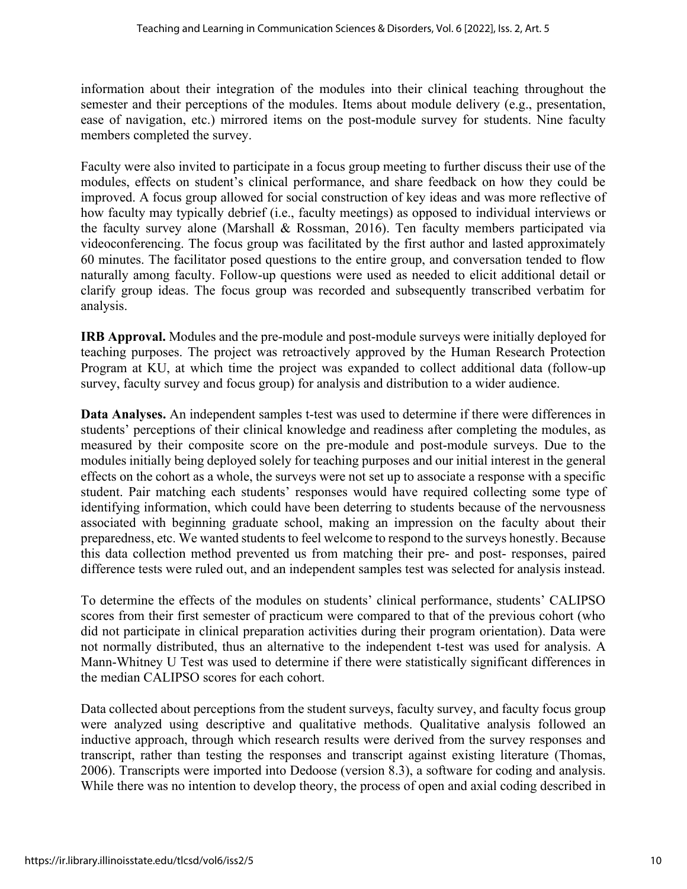information about their integration of the modules into their clinical teaching throughout the semester and their perceptions of the modules. Items about module delivery (e.g., presentation, ease of navigation, etc.) mirrored items on the post-module survey for students. Nine faculty members completed the survey.

Faculty were also invited to participate in a focus group meeting to further discuss their use of the modules, effects on student's clinical performance, and share feedback on how they could be improved. A focus group allowed for social construction of key ideas and was more reflective of how faculty may typically debrief (i.e., faculty meetings) as opposed to individual interviews or the faculty survey alone (Marshall & Rossman, 2016). Ten faculty members participated via videoconferencing. The focus group was facilitated by the first author and lasted approximately 60 minutes. The facilitator posed questions to the entire group, and conversation tended to flow naturally among faculty. Follow-up questions were used as needed to elicit additional detail or clarify group ideas. The focus group was recorded and subsequently transcribed verbatim for analysis.

**IRB Approval.** Modules and the pre-module and post-module surveys were initially deployed for teaching purposes. The project was retroactively approved by the Human Research Protection Program at KU, at which time the project was expanded to collect additional data (follow-up survey, faculty survey and focus group) for analysis and distribution to a wider audience.

**Data Analyses.** An independent samples t-test was used to determine if there were differences in students' perceptions of their clinical knowledge and readiness after completing the modules, as measured by their composite score on the pre-module and post-module surveys. Due to the modules initially being deployed solely for teaching purposes and our initial interest in the general effects on the cohort as a whole, the surveys were not set up to associate a response with a specific student. Pair matching each students' responses would have required collecting some type of identifying information, which could have been deterring to students because of the nervousness associated with beginning graduate school, making an impression on the faculty about their preparedness, etc. We wanted students to feel welcome to respond to the surveys honestly. Because this data collection method prevented us from matching their pre- and post- responses, paired difference tests were ruled out, and an independent samples test was selected for analysis instead.

To determine the effects of the modules on students' clinical performance, students' CALIPSO scores from their first semester of practicum were compared to that of the previous cohort (who did not participate in clinical preparation activities during their program orientation). Data were not normally distributed, thus an alternative to the independent t-test was used for analysis. A Mann-Whitney U Test was used to determine if there were statistically significant differences in the median CALIPSO scores for each cohort.

Data collected about perceptions from the student surveys, faculty survey, and faculty focus group were analyzed using descriptive and qualitative methods. Qualitative analysis followed an inductive approach, through which research results were derived from the survey responses and transcript, rather than testing the responses and transcript against existing literature (Thomas, 2006). Transcripts were imported into Dedoose (version 8.3), a software for coding and analysis. While there was no intention to develop theory, the process of open and axial coding described in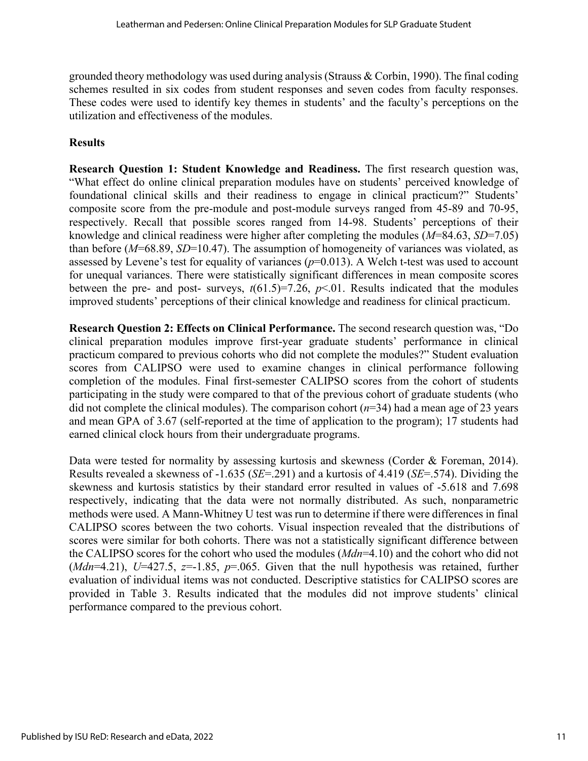grounded theory methodology was used during analysis (Strauss & Corbin, 1990). The final coding schemes resulted in six codes from student responses and seven codes from faculty responses. These codes were used to identify key themes in students' and the faculty's perceptions on the utilization and effectiveness of the modules.

**Results**

**Research Question 1: Student Knowledge and Readiness.** The first research question was, "What effect do online clinical preparation modules have on students' perceived knowledge of foundational clinical skills and their readiness to engage in clinical practicum?" Students' composite score from the pre-module and post-module surveys ranged from 45-89 and 70-95, respectively. Recall that possible scores ranged from 14-98. Students' perceptions of their knowledge and clinical readiness were higher after completing the modules ($M$=84.63, $SD$=7.05) than before ($M$=68.89, $SD$=10.47). The assumption of homogeneity of variances was violated, as assessed by Levene's test for equality of variances ($p$=0.013). A Welch t-test was used to account for unequal variances. There were statistically significant differences in mean composite scores between the pre- and post- surveys, $t(61.5)$=7.26, $p$<.01. Results indicated that the modules improved students' perceptions of their clinical knowledge and readiness for clinical practicum.

**Research Question 2: Effects on Clinical Performance.** The second research question was, "Do clinical preparation modules improve first-year graduate students' performance in clinical practicum compared to previous cohorts who did not complete the modules?" Student evaluation scores from CALIPSO were used to examine changes in clinical performance following completion of the modules. Final first-semester CALIPSO scores from the cohort of students participating in the study were compared to that of the previous cohort of graduate students (who did not complete the clinical modules). The comparison cohort ($n$=34) had a mean age of 23 years and mean GPA of 3.67 (self-reported at the time of application to the program); 17 students had earned clinical clock hours from their undergraduate programs.

Data were tested for normality by assessing kurtosis and skewness (Corder & Foreman, 2014). Results revealed a skewness of -1.635 ($SE$=.291) and a kurtosis of 4.419 ($SE$=.574). Dividing the skewness and kurtosis statistics by their standard error resulted in values of -5.618 and 7.698 respectively, indicating that the data were not normally distributed. As such, nonparametric methods were used. A Mann-Whitney U test was run to determine if there were differences in final CALIPSO scores between the two cohorts. Visual inspection revealed that the distributions of scores were similar for both cohorts. There was not a statistically significant difference between the CALIPSO scores for the cohort who used the modules ($Mdn$=4.10) and the cohort who did not ($Mdn$=4.21), $U$=427.5, $z$=-1.85, $p$=.065. Given that the null hypothesis was retained, further evaluation of individual items was not conducted. Descriptive statistics for CALIPSO scores are provided in Table 3. Results indicated that the modules did not improve students' clinical performance compared to the previous cohort.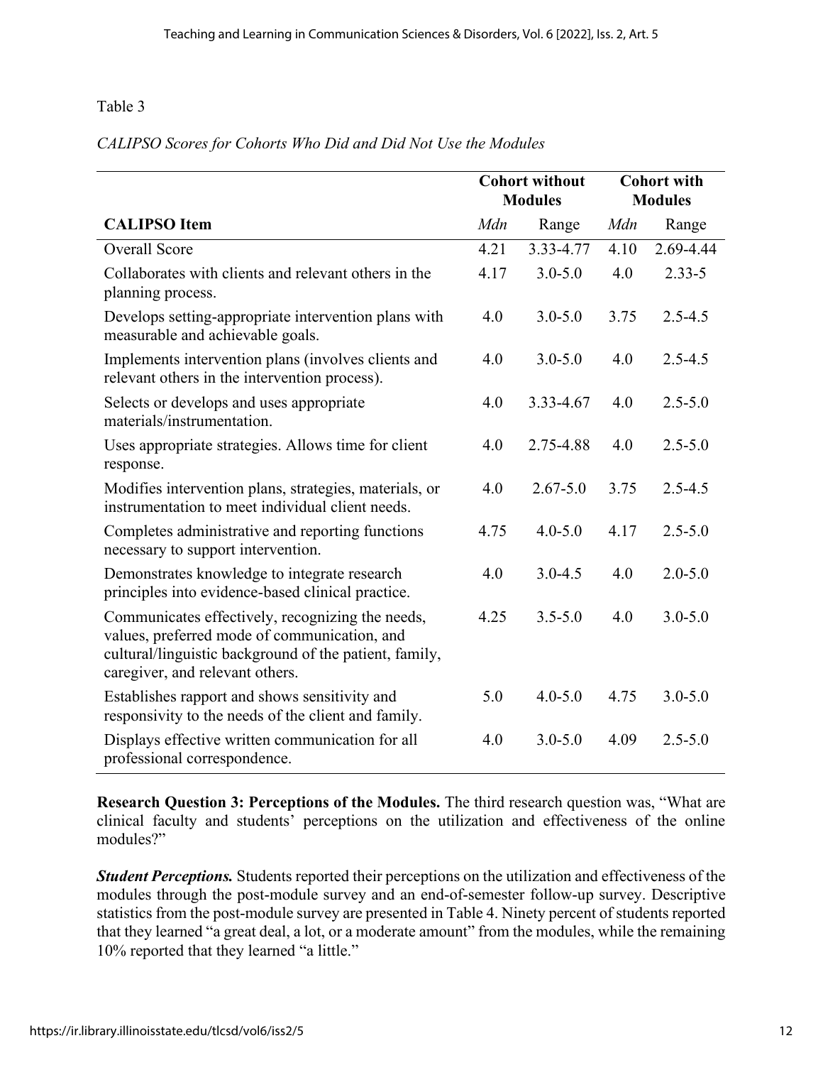Table 3

*CALIPSO Scores for Cohorts Who Did and Did Not Use the Modules*

| | **Cohort without Modules** | | **Cohort with Modules** | |
|---|---|---|---|---|
| **CALIPSO Item** | *Mdn* | Range | *Mdn* | Range |
| Overall Score | 4.21 | 3.33-4.77 | 4.10 | 2.69-4.44 |
| Collaborates with clients and relevant others in the planning process. | 4.17 | 3.0-5.0 | 4.0 | 2.33-5 |
| Develops setting-appropriate intervention plans with measurable and achievable goals. | 4.0 | 3.0-5.0 | 3.75 | 2.5-4.5 |
| Implements intervention plans (involves clients and relevant others in the intervention process). | 4.0 | 3.0-5.0 | 4.0 | 2.5-4.5 |
| Selects or develops and uses appropriate materials/instrumentation. | 4.0 | 3.33-4.67 | 4.0 | 2.5-5.0 |
| Uses appropriate strategies. Allows time for client response. | 4.0 | 2.75-4.88 | 4.0 | 2.5-5.0 |
| Modifies intervention plans, strategies, materials, or instrumentation to meet individual client needs. | 4.0 | 2.67-5.0 | 3.75 | 2.5-4.5 |
| Completes administrative and reporting functions necessary to support intervention. | 4.75 | 4.0-5.0 | 4.17 | 2.5-5.0 |
| Demonstrates knowledge to integrate research principles into evidence-based clinical practice. | 4.0 | 3.0-4.5 | 4.0 | 2.0-5.0 |
| Communicates effectively, recognizing the needs, values, preferred mode of communication, and cultural/linguistic background of the patient, family, caregiver, and relevant others. | 4.25 | 3.5-5.0 | 4.0 | 3.0-5.0 |
| Establishes rapport and shows sensitivity and responsivity to the needs of the client and family. | 5.0 | 4.0-5.0 | 4.75 | 3.0-5.0 |
| Displays effective written communication for all professional correspondence. | 4.0 | 3.0-5.0 | 4.09 | 2.5-5.0 |

**Research Question 3: Perceptions of the Modules.** The third research question was, "What are clinical faculty and students' perceptions on the utilization and effectiveness of the online modules?"

***Student Perceptions.*** Students reported their perceptions on the utilization and effectiveness of the modules through the post-module survey and an end-of-semester follow-up survey. Descriptive statistics from the post-module survey are presented in Table 4. Ninety percent of students reported that they learned "a great deal, a lot, or a moderate amount" from the modules, while the remaining 10% reported that they learned "a little."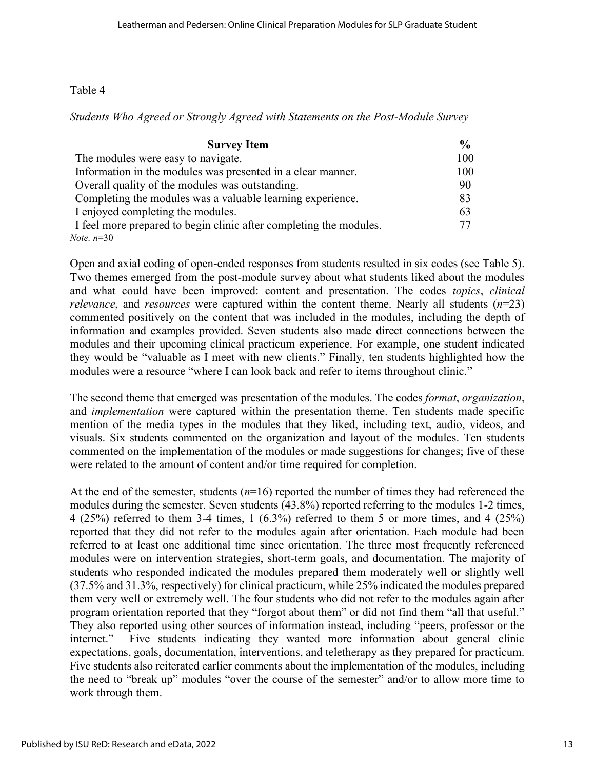Table 4

*Students Who Agreed or Strongly Agreed with Statements on the Post-Module Survey*

| Survey Item | % |
|---|---|
| The modules were easy to navigate. | 100 |
| Information in the modules was presented in a clear manner. | 100 |
| Overall quality of the modules was outstanding. | 90 |
| Completing the modules was a valuable learning experience. | 83 |
| I enjoyed completing the modules. | 63 |
| I feel more prepared to begin clinic after completing the modules. | 77 |

*Note.* $n$=30

Open and axial coding of open-ended responses from students resulted in six codes (see Table 5). Two themes emerged from the post-module survey about what students liked about the modules and what could have been improved: content and presentation. The codes *topics*, *clinical relevance*, and *resources* were captured within the content theme. Nearly all students ($n$=23) commented positively on the content that was included in the modules, including the depth of information and examples provided. Seven students also made direct connections between the modules and their upcoming clinical practicum experience. For example, one student indicated they would be "valuable as I meet with new clients." Finally, ten students highlighted how the modules were a resource "where I can look back and refer to items throughout clinic."

The second theme that emerged was presentation of the modules. The codes *format*, *organization*, and *implementation* were captured within the presentation theme. Ten students made specific mention of the media types in the modules that they liked, including text, audio, videos, and visuals. Six students commented on the organization and layout of the modules. Ten students commented on the implementation of the modules or made suggestions for changes; five of these were related to the amount of content and/or time required for completion.

At the end of the semester, students ($n$=16) reported the number of times they had referenced the modules during the semester. Seven students (43.8%) reported referring to the modules 1-2 times, 4 (25%) referred to them 3-4 times, 1 (6.3%) referred to them 5 or more times, and 4 (25%) reported that they did not refer to the modules again after orientation. Each module had been referred to at least one additional time since orientation. The three most frequently referenced modules were on intervention strategies, short-term goals, and documentation. The majority of students who responded indicated the modules prepared them moderately well or slightly well (37.5% and 31.3%, respectively) for clinical practicum, while 25% indicated the modules prepared them very well or extremely well. The four students who did not refer to the modules again after program orientation reported that they "forgot about them" or did not find them "all that useful." They also reported using other sources of information instead, including "peers, professor or the internet." Five students indicating they wanted more information about general clinic expectations, goals, documentation, interventions, and teletherapy as they prepared for practicum. Five students also reiterated earlier comments about the implementation of the modules, including the need to "break up" modules "over the course of the semester" and/or to allow more time to work through them.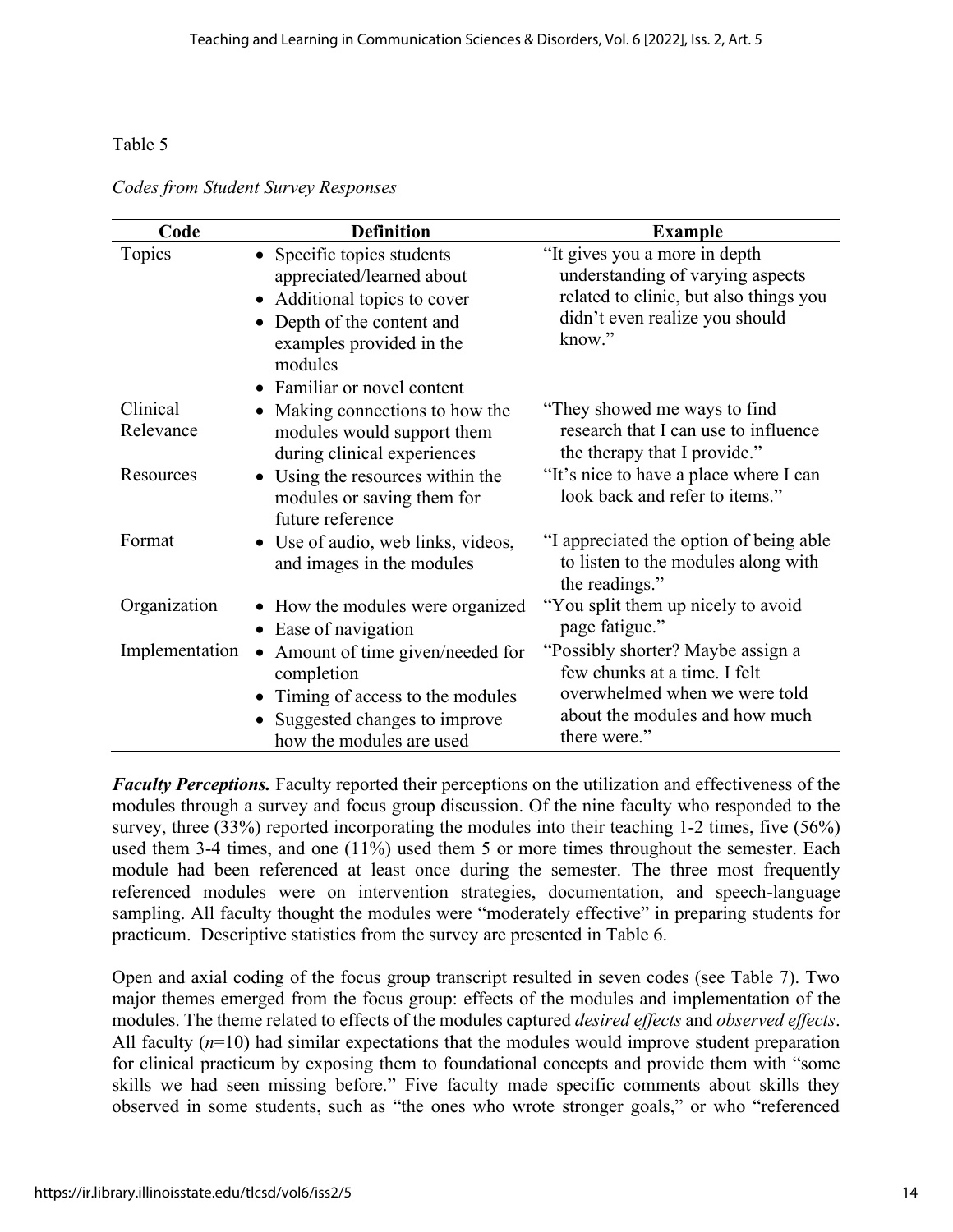Table 5

*Codes from Student Survey Responses*

| Code | Definition | Example |
|---|---|---|
| Topics | • Specific topics students appreciated/learned about<br>• Additional topics to cover<br>• Depth of the content and examples provided in the modules<br>• Familiar or novel content | "It gives you a more in depth understanding of varying aspects related to clinic, but also things you didn't even realize you should know." |
| Clinical Relevance | • Making connections to how the modules would support them during clinical experiences | "They showed me ways to find research that I can use to influence the therapy that I provide." |
| Resources | • Using the resources within the modules or saving them for future reference | "It's nice to have a place where I can look back and refer to items." |
| Format | • Use of audio, web links, videos, and images in the modules | "I appreciated the option of being able to listen to the modules along with the readings." |
| Organization | • How the modules were organized<br>• Ease of navigation | "You split them up nicely to avoid page fatigue." |
| Implementation | • Amount of time given/needed for completion<br>• Timing of access to the modules<br>• Suggested changes to improve how the modules are used | "Possibly shorter? Maybe assign a few chunks at a time. I felt overwhelmed when we were told about the modules and how much there were." |

***Faculty Perceptions.*** Faculty reported their perceptions on the utilization and effectiveness of the modules through a survey and focus group discussion. Of the nine faculty who responded to the survey, three (33%) reported incorporating the modules into their teaching 1-2 times, five (56%) used them 3-4 times, and one (11%) used them 5 or more times throughout the semester. Each module had been referenced at least once during the semester. The three most frequently referenced modules were on intervention strategies, documentation, and speech-language sampling. All faculty thought the modules were "moderately effective" in preparing students for practicum. Descriptive statistics from the survey are presented in Table 6.

Open and axial coding of the focus group transcript resulted in seven codes (see Table 7). Two major themes emerged from the focus group: effects of the modules and implementation of the modules. The theme related to effects of the modules captured *desired effects* and *observed effects*. All faculty ($n$=10) had similar expectations that the modules would improve student preparation for clinical practicum by exposing them to foundational concepts and provide them with "some skills we had seen missing before." Five faculty made specific comments about skills they observed in some students, such as "the ones who wrote stronger goals," or who "referenced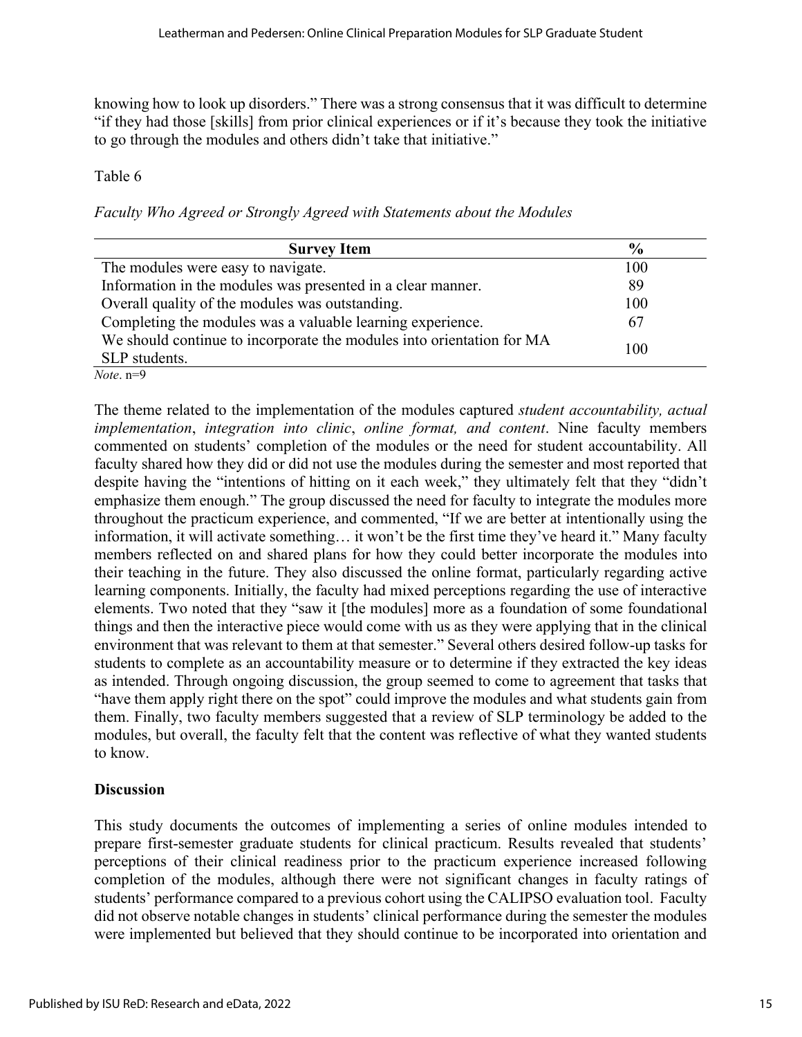knowing how to look up disorders." There was a strong consensus that it was difficult to determine "if they had those [skills] from prior clinical experiences or if it's because they took the initiative to go through the modules and others didn't take that initiative."

Table 6

*Faculty Who Agreed or Strongly Agreed with Statements about the Modules*

| Survey Item | % |
|---|---|
| The modules were easy to navigate. | 100 |
| Information in the modules was presented in a clear manner. | 89 |
| Overall quality of the modules was outstanding. | 100 |
| Completing the modules was a valuable learning experience. | 67 |
| We should continue to incorporate the modules into orientation for MA SLP students. | 100 |

*Note*. n=9

The theme related to the implementation of the modules captured *student accountability, actual implementation*, *integration into clinic*, *online format, and content*. Nine faculty members commented on students' completion of the modules or the need for student accountability. All faculty shared how they did or did not use the modules during the semester and most reported that despite having the "intentions of hitting on it each week," they ultimately felt that they "didn't emphasize them enough." The group discussed the need for faculty to integrate the modules more throughout the practicum experience, and commented, "If we are better at intentionally using the information, it will activate something… it won't be the first time they've heard it." Many faculty members reflected on and shared plans for how they could better incorporate the modules into their teaching in the future. They also discussed the online format, particularly regarding active learning components. Initially, the faculty had mixed perceptions regarding the use of interactive elements. Two noted that they "saw it [the modules] more as a foundation of some foundational things and then the interactive piece would come with us as they were applying that in the clinical environment that was relevant to them at that semester." Several others desired follow-up tasks for students to complete as an accountability measure or to determine if they extracted the key ideas as intended. Through ongoing discussion, the group seemed to come to agreement that tasks that "have them apply right there on the spot" could improve the modules and what students gain from them. Finally, two faculty members suggested that a review of SLP terminology be added to the modules, but overall, the faculty felt that the content was reflective of what they wanted students to know.

## Discussion

This study documents the outcomes of implementing a series of online modules intended to prepare first-semester graduate students for clinical practicum. Results revealed that students' perceptions of their clinical readiness prior to the practicum experience increased following completion of the modules, although there were not significant changes in faculty ratings of students' performance compared to a previous cohort using the CALIPSO evaluation tool. Faculty did not observe notable changes in students' clinical performance during the semester the modules were implemented but believed that they should continue to be incorporated into orientation and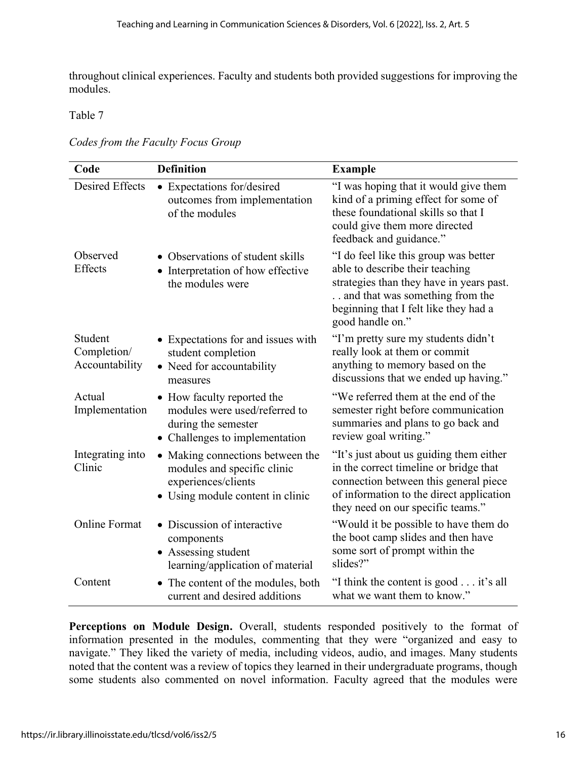throughout clinical experiences. Faculty and students both provided suggestions for improving the modules.

Table 7

*Codes from the Faculty Focus Group*

| Code | Definition | Example |
|---|---|---|
| Desired Effects | • Expectations for/desired outcomes from implementation of the modules | "I was hoping that it would give them kind of a priming effect for some of these foundational skills so that I could give them more directed feedback and guidance." |
| Observed Effects | • Observations of student skills<br>• Interpretation of how effective the modules were | "I do feel like this group was better able to describe their teaching strategies than they have in years past. . . and that was something from the beginning that I felt like they had a good handle on." |
| Student Completion/ Accountability | • Expectations for and issues with student completion<br>• Need for accountability measures | "I'm pretty sure my students didn't really look at them or commit anything to memory based on the discussions that we ended up having." |
| Actual Implementation | • How faculty reported the modules were used/referred to during the semester<br>• Challenges to implementation | "We referred them at the end of the semester right before communication summaries and plans to go back and review goal writing." |
| Integrating into Clinic | • Making connections between the modules and specific clinic experiences/clients<br>• Using module content in clinic | "It's just about us guiding them either in the correct timeline or bridge that connection between this general piece of information to the direct application they need on our specific teams." |
| Online Format | • Discussion of interactive components<br>• Assessing student learning/application of material | "Would it be possible to have them do the boot camp slides and then have some sort of prompt within the slides?" |
| Content | • The content of the modules, both current and desired additions | "I think the content is good . . . it's all what we want them to know." |

**Perceptions on Module Design.** Overall, students responded positively to the format of information presented in the modules, commenting that they were "organized and easy to navigate." They liked the variety of media, including videos, audio, and images. Many students noted that the content was a review of topics they learned in their undergraduate programs, though some students also commented on novel information. Faculty agreed that the modules were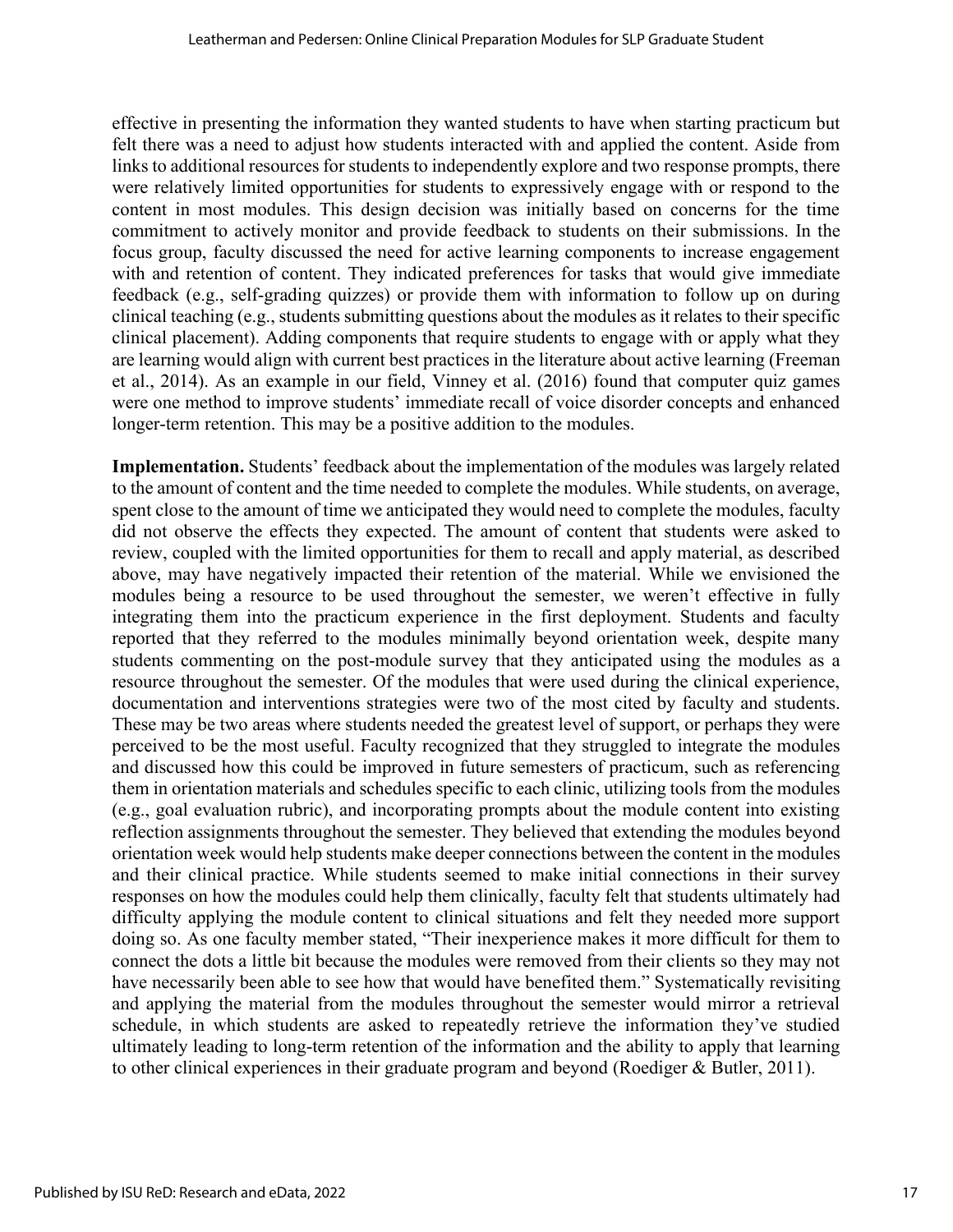effective in presenting the information they wanted students to have when starting practicum but felt there was a need to adjust how students interacted with and applied the content. Aside from links to additional resources for students to independently explore and two response prompts, there were relatively limited opportunities for students to expressively engage with or respond to the content in most modules. This design decision was initially based on concerns for the time commitment to actively monitor and provide feedback to students on their submissions. In the focus group, faculty discussed the need for active learning components to increase engagement with and retention of content. They indicated preferences for tasks that would give immediate feedback (e.g., self-grading quizzes) or provide them with information to follow up on during clinical teaching (e.g., students submitting questions about the modules as it relates to their specific clinical placement). Adding components that require students to engage with or apply what they are learning would align with current best practices in the literature about active learning (Freeman et al., 2014). As an example in our field, Vinney et al. (2016) found that computer quiz games were one method to improve students' immediate recall of voice disorder concepts and enhanced longer-term retention. This may be a positive addition to the modules.

**Implementation.** Students' feedback about the implementation of the modules was largely related to the amount of content and the time needed to complete the modules. While students, on average, spent close to the amount of time we anticipated they would need to complete the modules, faculty did not observe the effects they expected. The amount of content that students were asked to review, coupled with the limited opportunities for them to recall and apply material, as described above, may have negatively impacted their retention of the material. While we envisioned the modules being a resource to be used throughout the semester, we weren't effective in fully integrating them into the practicum experience in the first deployment. Students and faculty reported that they referred to the modules minimally beyond orientation week, despite many students commenting on the post-module survey that they anticipated using the modules as a resource throughout the semester. Of the modules that were used during the clinical experience, documentation and interventions strategies were two of the most cited by faculty and students. These may be two areas where students needed the greatest level of support, or perhaps they were perceived to be the most useful. Faculty recognized that they struggled to integrate the modules and discussed how this could be improved in future semesters of practicum, such as referencing them in orientation materials and schedules specific to each clinic, utilizing tools from the modules (e.g., goal evaluation rubric), and incorporating prompts about the module content into existing reflection assignments throughout the semester. They believed that extending the modules beyond orientation week would help students make deeper connections between the content in the modules and their clinical practice. While students seemed to make initial connections in their survey responses on how the modules could help them clinically, faculty felt that students ultimately had difficulty applying the module content to clinical situations and felt they needed more support doing so. As one faculty member stated, "Their inexperience makes it more difficult for them to connect the dots a little bit because the modules were removed from their clients so they may not have necessarily been able to see how that would have benefited them." Systematically revisiting and applying the material from the modules throughout the semester would mirror a retrieval schedule, in which students are asked to repeatedly retrieve the information they've studied ultimately leading to long-term retention of the information and the ability to apply that learning to other clinical experiences in their graduate program and beyond (Roediger & Butler, 2011).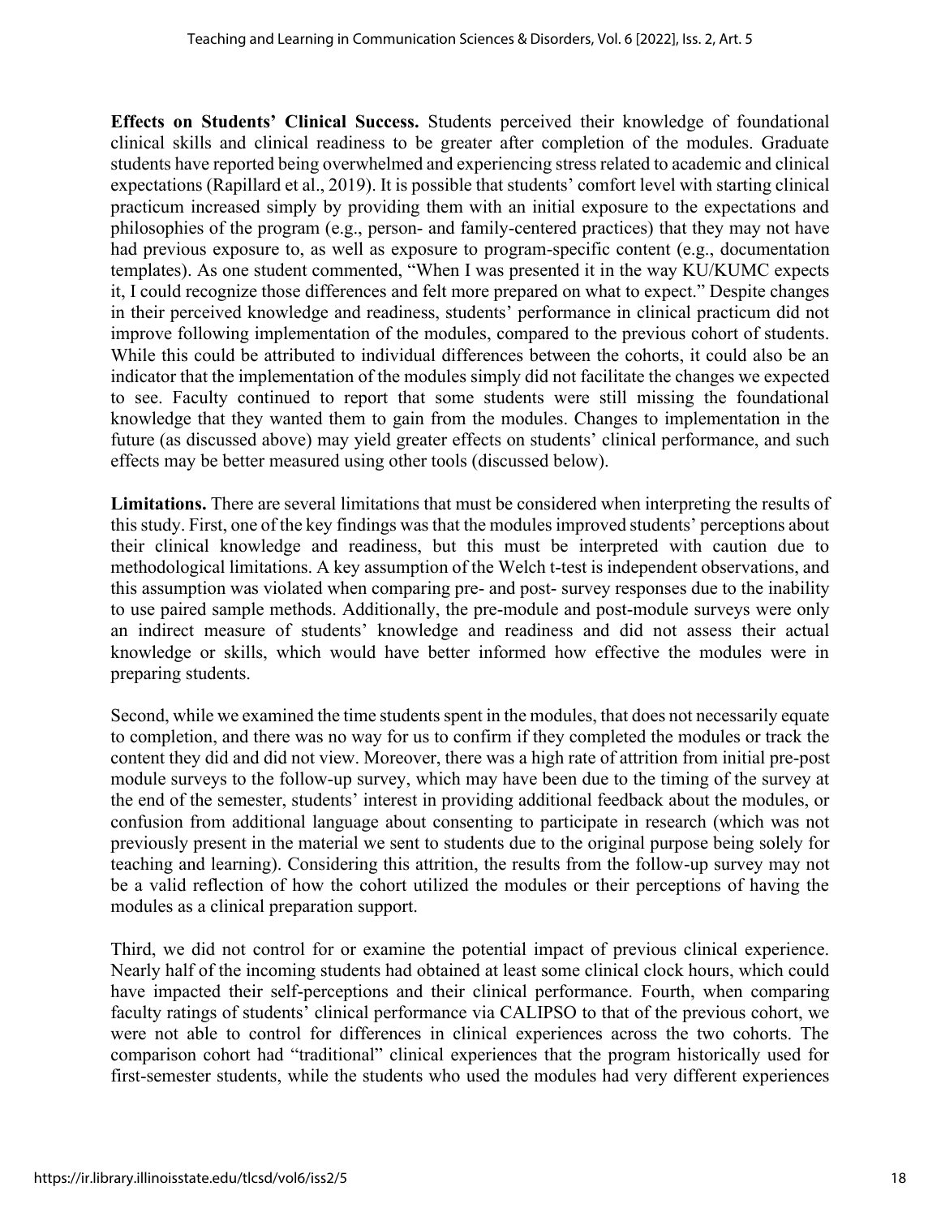**Effects on Students' Clinical Success.** Students perceived their knowledge of foundational clinical skills and clinical readiness to be greater after completion of the modules. Graduate students have reported being overwhelmed and experiencing stress related to academic and clinical expectations (Rapillard et al., 2019). It is possible that students' comfort level with starting clinical practicum increased simply by providing them with an initial exposure to the expectations and philosophies of the program (e.g., person- and family-centered practices) that they may not have had previous exposure to, as well as exposure to program-specific content (e.g., documentation templates). As one student commented, "When I was presented it in the way KU/KUMC expects it, I could recognize those differences and felt more prepared on what to expect." Despite changes in their perceived knowledge and readiness, students' performance in clinical practicum did not improve following implementation of the modules, compared to the previous cohort of students. While this could be attributed to individual differences between the cohorts, it could also be an indicator that the implementation of the modules simply did not facilitate the changes we expected to see. Faculty continued to report that some students were still missing the foundational knowledge that they wanted them to gain from the modules. Changes to implementation in the future (as discussed above) may yield greater effects on students' clinical performance, and such effects may be better measured using other tools (discussed below).

**Limitations.** There are several limitations that must be considered when interpreting the results of this study. First, one of the key findings was that the modules improved students' perceptions about their clinical knowledge and readiness, but this must be interpreted with caution due to methodological limitations. A key assumption of the Welch t-test is independent observations, and this assumption was violated when comparing pre- and post- survey responses due to the inability to use paired sample methods. Additionally, the pre-module and post-module surveys were only an indirect measure of students' knowledge and readiness and did not assess their actual knowledge or skills, which would have better informed how effective the modules were in preparing students.

Second, while we examined the time students spent in the modules, that does not necessarily equate to completion, and there was no way for us to confirm if they completed the modules or track the content they did and did not view. Moreover, there was a high rate of attrition from initial pre-post module surveys to the follow-up survey, which may have been due to the timing of the survey at the end of the semester, students' interest in providing additional feedback about the modules, or confusion from additional language about consenting to participate in research (which was not previously present in the material we sent to students due to the original purpose being solely for teaching and learning). Considering this attrition, the results from the follow-up survey may not be a valid reflection of how the cohort utilized the modules or their perceptions of having the modules as a clinical preparation support.

Third, we did not control for or examine the potential impact of previous clinical experience. Nearly half of the incoming students had obtained at least some clinical clock hours, which could have impacted their self-perceptions and their clinical performance. Fourth, when comparing faculty ratings of students' clinical performance via CALIPSO to that of the previous cohort, we were not able to control for differences in clinical experiences across the two cohorts. The comparison cohort had "traditional" clinical experiences that the program historically used for first-semester students, while the students who used the modules had very different experiences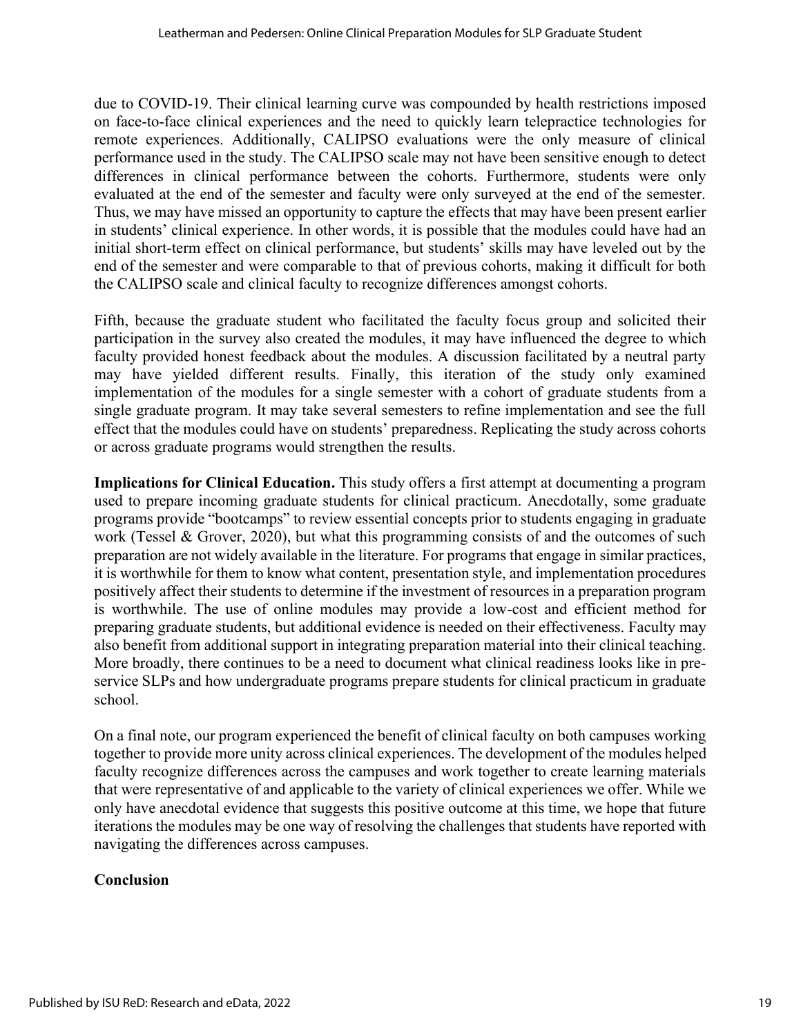due to COVID-19. Their clinical learning curve was compounded by health restrictions imposed on face-to-face clinical experiences and the need to quickly learn telepractice technologies for remote experiences. Additionally, CALIPSO evaluations were the only measure of clinical performance used in the study. The CALIPSO scale may not have been sensitive enough to detect differences in clinical performance between the cohorts. Furthermore, students were only evaluated at the end of the semester and faculty were only surveyed at the end of the semester. Thus, we may have missed an opportunity to capture the effects that may have been present earlier in students' clinical experience. In other words, it is possible that the modules could have had an initial short-term effect on clinical performance, but students' skills may have leveled out by the end of the semester and were comparable to that of previous cohorts, making it difficult for both the CALIPSO scale and clinical faculty to recognize differences amongst cohorts.

Fifth, because the graduate student who facilitated the faculty focus group and solicited their participation in the survey also created the modules, it may have influenced the degree to which faculty provided honest feedback about the modules. A discussion facilitated by a neutral party may have yielded different results. Finally, this iteration of the study only examined implementation of the modules for a single semester with a cohort of graduate students from a single graduate program. It may take several semesters to refine implementation and see the full effect that the modules could have on students' preparedness. Replicating the study across cohorts or across graduate programs would strengthen the results.

**Implications for Clinical Education.** This study offers a first attempt at documenting a program used to prepare incoming graduate students for clinical practicum. Anecdotally, some graduate programs provide "bootcamps" to review essential concepts prior to students engaging in graduate work (Tessel & Grover, 2020), but what this programming consists of and the outcomes of such preparation are not widely available in the literature. For programs that engage in similar practices, it is worthwhile for them to know what content, presentation style, and implementation procedures positively affect their students to determine if the investment of resources in a preparation program is worthwhile. The use of online modules may provide a low-cost and efficient method for preparing graduate students, but additional evidence is needed on their effectiveness. Faculty may also benefit from additional support in integrating preparation material into their clinical teaching. More broadly, there continues to be a need to document what clinical readiness looks like in pre-service SLPs and how undergraduate programs prepare students for clinical practicum in graduate school.

On a final note, our program experienced the benefit of clinical faculty on both campuses working together to provide more unity across clinical experiences. The development of the modules helped faculty recognize differences across the campuses and work together to create learning materials that were representative of and applicable to the variety of clinical experiences we offer. While we only have anecdotal evidence that suggests this positive outcome at this time, we hope that future iterations the modules may be one way of resolving the challenges that students have reported with navigating the differences across campuses.

## Conclusion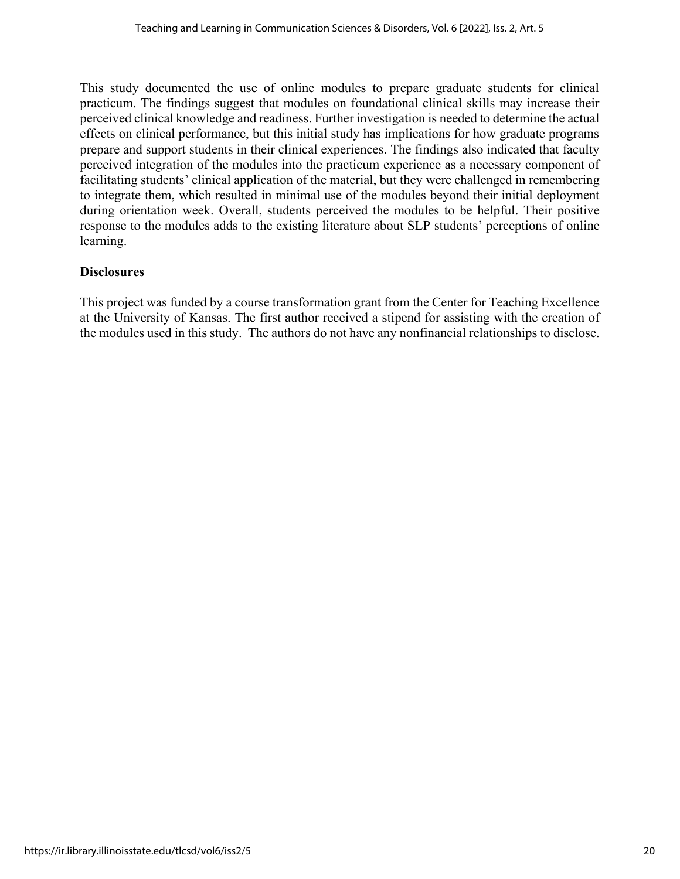This study documented the use of online modules to prepare graduate students for clinical practicum. The findings suggest that modules on foundational clinical skills may increase their perceived clinical knowledge and readiness. Further investigation is needed to determine the actual effects on clinical performance, but this initial study has implications for how graduate programs prepare and support students in their clinical experiences. The findings also indicated that faculty perceived integration of the modules into the practicum experience as a necessary component of facilitating students' clinical application of the material, but they were challenged in remembering to integrate them, which resulted in minimal use of the modules beyond their initial deployment during orientation week. Overall, students perceived the modules to be helpful. Their positive response to the modules adds to the existing literature about SLP students' perceptions of online learning.

**Disclosures**

This project was funded by a course transformation grant from the Center for Teaching Excellence at the University of Kansas. The first author received a stipend for assisting with the creation of the modules used in this study. The authors do not have any nonfinancial relationships to disclose.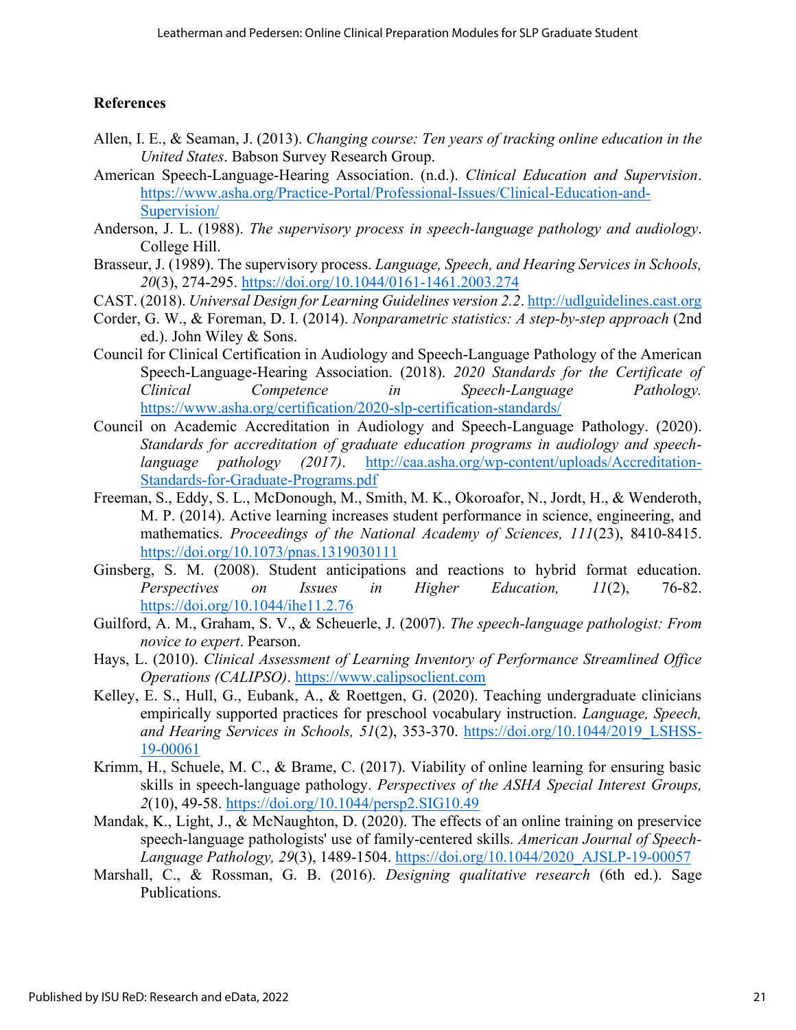## References

Allen, I. E., & Seaman, J. (2013). *Changing course: Ten years of tracking online education in the United States*. Babson Survey Research Group.

American Speech-Language-Hearing Association. (n.d.). *Clinical Education and Supervision*. https://www.asha.org/Practice-Portal/Professional-Issues/Clinical-Education-and-Supervision/

Anderson, J. L. (1988). *The supervisory process in speech-language pathology and audiology*. College Hill.

Brasseur, J. (1989). The supervisory process. *Language, Speech, and Hearing Services in Schools, 20*(3), 274-295. https://doi.org/10.1044/0161-1461.2003.274

CAST. (2018). *Universal Design for Learning Guidelines version 2.2*. http://udlguidelines.cast.org

Corder, G. W., & Foreman, D. I. (2014). *Nonparametric statistics: A step-by-step approach* (2nd ed.). John Wiley & Sons.

Council for Clinical Certification in Audiology and Speech-Language Pathology of the American Speech-Language-Hearing Association. (2018). *2020 Standards for the Certificate of Clinical Competence in Speech-Language Pathology.* https://www.asha.org/certification/2020-slp-certification-standards/

Council on Academic Accreditation in Audiology and Speech-Language Pathology. (2020). *Standards for accreditation of graduate education programs in audiology and speech-language pathology (2017)*. http://caa.asha.org/wp-content/uploads/Accreditation-Standards-for-Graduate-Programs.pdf

Freeman, S., Eddy, S. L., McDonough, M., Smith, M. K., Okoroafor, N., Jordt, H., & Wenderoth, M. P. (2014). Active learning increases student performance in science, engineering, and mathematics. *Proceedings of the National Academy of Sciences, 111*(23), 8410-8415. https://doi.org/10.1073/pnas.1319030111

Ginsberg, S. M. (2008). Student anticipations and reactions to hybrid format education. *Perspectives on Issues in Higher Education, 11*(2), 76-82. https://doi.org/10.1044/ihe11.2.76

Guilford, A. M., Graham, S. V., & Scheuerle, J. (2007). *The speech-language pathologist: From novice to expert*. Pearson.

Hays, L. (2010). *Clinical Assessment of Learning Inventory of Performance Streamlined Office Operations (CALIPSO)*. https://www.calipsoclient.com

Kelley, E. S., Hull, G., Eubank, A., & Roettgen, G. (2020). Teaching undergraduate clinicians empirically supported practices for preschool vocabulary instruction. *Language, Speech, and Hearing Services in Schools, 51*(2), 353-370. https://doi.org/10.1044/2019_LSHSS-19-00061

Krimm, H., Schuele, M. C., & Brame, C. (2017). Viability of online learning for ensuring basic skills in speech-language pathology. *Perspectives of the ASHA Special Interest Groups, 2*(10), 49-58. https://doi.org/10.1044/persp2.SIG10.49

Mandak, K., Light, J., & McNaughton, D. (2020). The effects of an online training on preservice speech-language pathologists' use of family-centered skills. *American Journal of Speech-Language Pathology, 29*(3), 1489-1504. https://doi.org/10.1044/2020_AJSLP-19-00057

Marshall, C., & Rossman, G. B. (2016). *Designing qualitative research* (6th ed.). Sage Publications.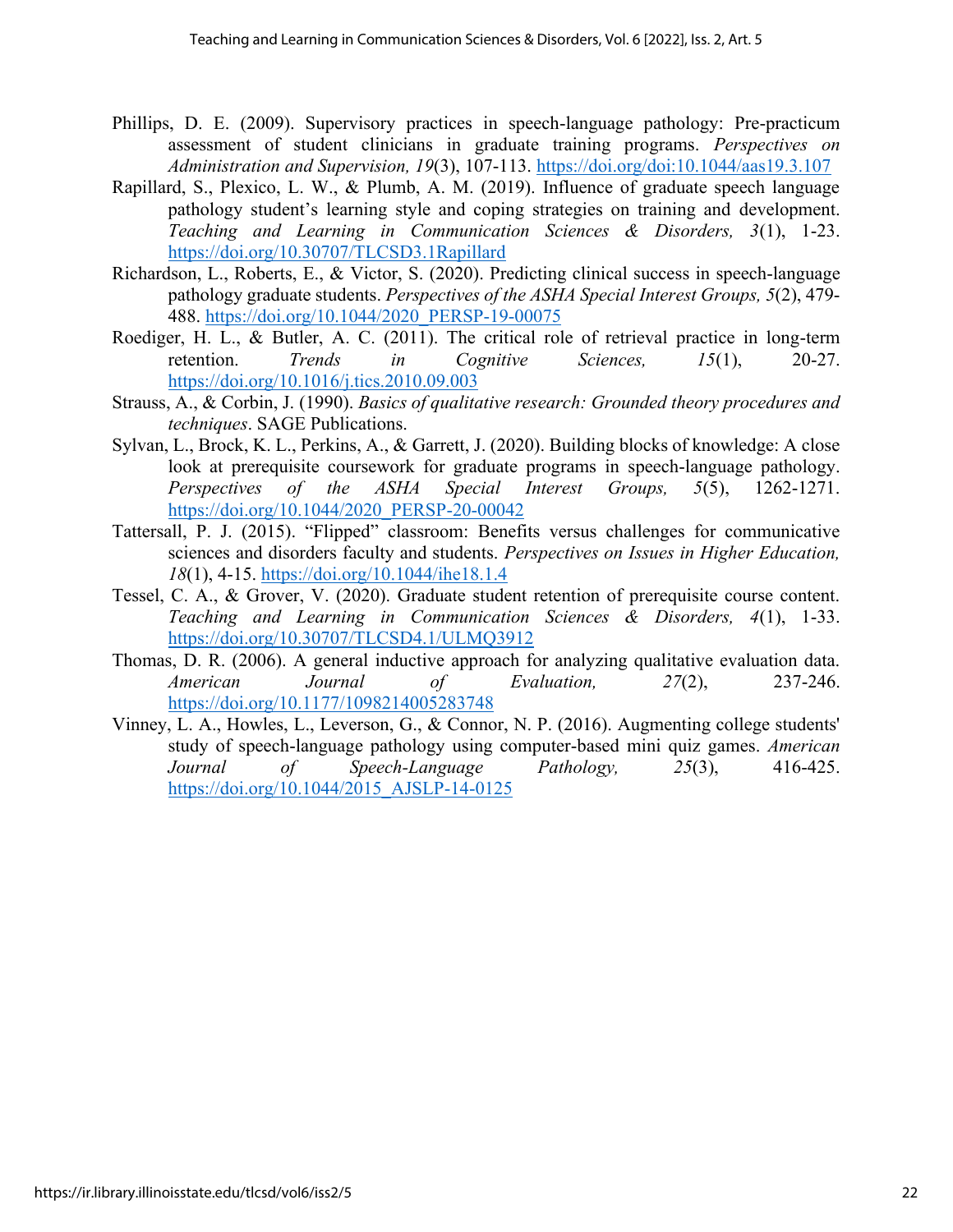Phillips, D. E. (2009). Supervisory practices in speech-language pathology: Pre-practicum assessment of student clinicians in graduate training programs. *Perspectives on Administration and Supervision, 19*(3), 107-113. https://doi.org/doi:10.1044/aas19.3.107

Rapillard, S., Plexico, L. W., & Plumb, A. M. (2019). Influence of graduate speech language pathology student's learning style and coping strategies on training and development. *Teaching and Learning in Communication Sciences & Disorders, 3*(1), 1-23. https://doi.org/10.30707/TLCSD3.1Rapillard

Richardson, L., Roberts, E., & Victor, S. (2020). Predicting clinical success in speech-language pathology graduate students. *Perspectives of the ASHA Special Interest Groups, 5*(2), 479-488. https://doi.org/10.1044/2020_PERSP-19-00075

Roediger, H. L., & Butler, A. C. (2011). The critical role of retrieval practice in long-term retention. *Trends in Cognitive Sciences, 15*(1), 20-27. https://doi.org/10.1016/j.tics.2010.09.003

Strauss, A., & Corbin, J. (1990). *Basics of qualitative research: Grounded theory procedures and techniques*. SAGE Publications.

Sylvan, L., Brock, K. L., Perkins, A., & Garrett, J. (2020). Building blocks of knowledge: A close look at prerequisite coursework for graduate programs in speech-language pathology. *Perspectives of the ASHA Special Interest Groups, 5*(5), 1262-1271. https://doi.org/10.1044/2020_PERSP-20-00042

Tattersall, P. J. (2015). "Flipped" classroom: Benefits versus challenges for communicative sciences and disorders faculty and students. *Perspectives on Issues in Higher Education, 18*(1), 4-15. https://doi.org/10.1044/ihe18.1.4

Tessel, C. A., & Grover, V. (2020). Graduate student retention of prerequisite course content. *Teaching and Learning in Communication Sciences & Disorders, 4*(1), 1-33. https://doi.org/10.30707/TLCSD4.1/ULMQ3912

Thomas, D. R. (2006). A general inductive approach for analyzing qualitative evaluation data. *American Journal of Evaluation, 27*(2), 237-246. https://doi.org/10.1177/1098214005283748

Vinney, L. A., Howles, L., Leverson, G., & Connor, N. P. (2016). Augmenting college students' study of speech-language pathology using computer-based mini quiz games. *American Journal of Speech-Language Pathology, 25*(3), 416-425. https://doi.org/10.1044/2015_AJSLP-14-0125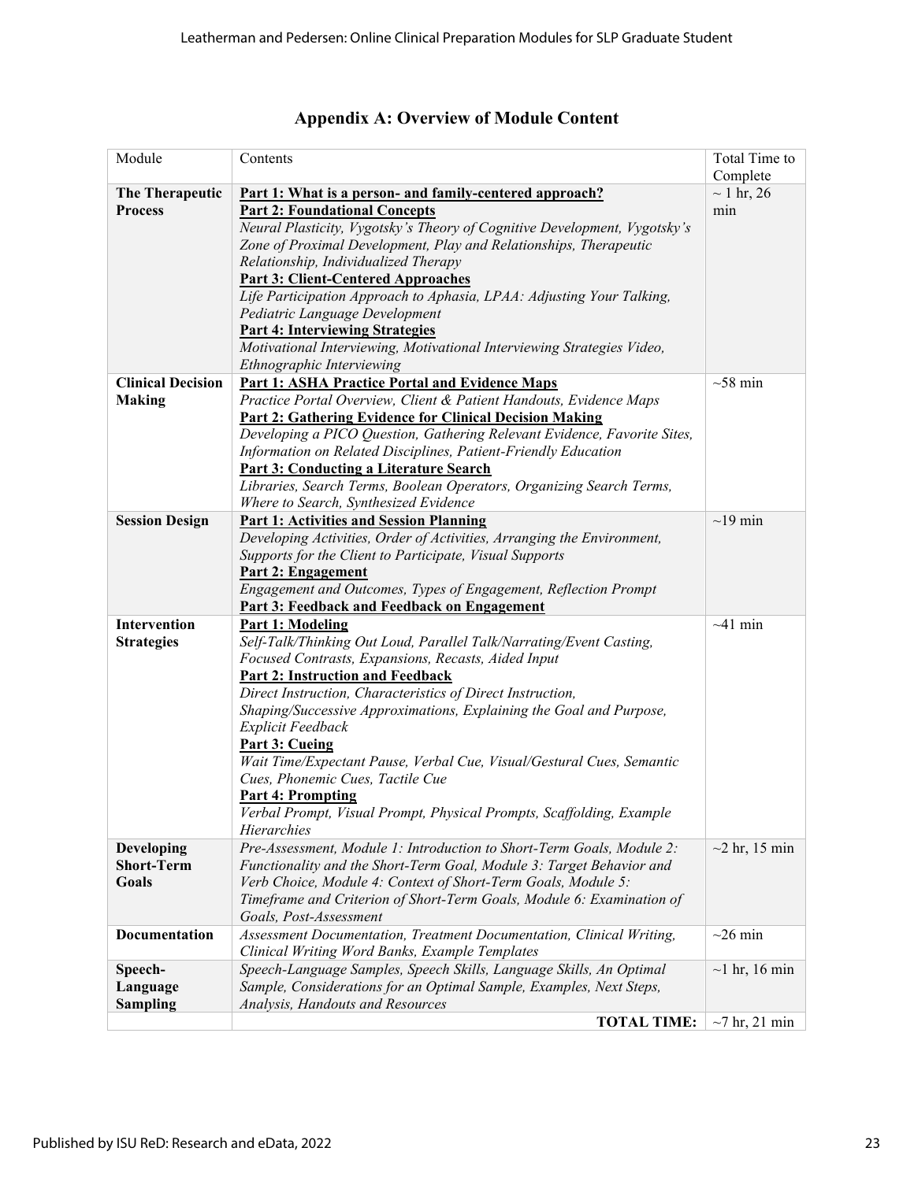## Appendix A: Overview of Module Content

| Module | Contents | Total Time to Complete |
|---|---|---|
| **The Therapeutic Process** | **Part 1: What is a person- and family-centered approach?** **Part 2: Foundational Concepts** *Neural Plasticity, Vygotsky's Theory of Cognitive Development, Vygotsky's Zone of Proximal Development, Play and Relationships, Therapeutic Relationship, Individualized Therapy* **Part 3: Client-Centered Approaches** *Life Participation Approach to Aphasia, LPAA: Adjusting Your Talking, Pediatric Language Development* **Part 4: Interviewing Strategies** *Motivational Interviewing, Motivational Interviewing Strategies Video, Ethnographic Interviewing* | ~ 1 hr, 26 min |
| **Clinical Decision Making** | **Part 1: ASHA Practice Portal and Evidence Maps** *Practice Portal Overview, Client & Patient Handouts, Evidence Maps* **Part 2: Gathering Evidence for Clinical Decision Making** *Developing a PICO Question, Gathering Relevant Evidence, Favorite Sites, Information on Related Disciplines, Patient-Friendly Education* **Part 3: Conducting a Literature Search** *Libraries, Search Terms, Boolean Operators, Organizing Search Terms, Where to Search, Synthesized Evidence* | ~58 min |
| **Session Design** | **Part 1: Activities and Session Planning** *Developing Activities, Order of Activities, Arranging the Environment, Supports for the Client to Participate, Visual Supports* **Part 2: Engagement** *Engagement and Outcomes, Types of Engagement, Reflection Prompt* **Part 3: Feedback and Feedback on Engagement** | ~19 min |
| **Intervention Strategies** | **Part 1: Modeling** *Self-Talk/Thinking Out Loud, Parallel Talk/Narrating/Event Casting, Focused Contrasts, Expansions, Recasts, Aided Input* **Part 2: Instruction and Feedback** *Direct Instruction, Characteristics of Direct Instruction, Shaping/Successive Approximations, Explaining the Goal and Purpose, Explicit Feedback* **Part 3: Cueing** *Wait Time/Expectant Pause, Verbal Cue, Visual/Gestural Cues, Semantic Cues, Phonemic Cues, Tactile Cue* **Part 4: Prompting** *Verbal Prompt, Visual Prompt, Physical Prompts, Scaffolding, Example Hierarchies* | ~41 min |
| **Developing Short-Term Goals** | *Pre-Assessment, Module 1: Introduction to Short-Term Goals, Module 2: Functionality and the Short-Term Goal, Module 3: Target Behavior and Verb Choice, Module 4: Context of Short-Term Goals, Module 5: Timeframe and Criterion of Short-Term Goals, Module 6: Examination of Goals, Post-Assessment* | ~2 hr, 15 min |
| **Documentation** | *Assessment Documentation, Treatment Documentation, Clinical Writing, Clinical Writing Word Banks, Example Templates* | ~26 min |
| **Speech-Language Sampling** | *Speech-Language Samples, Speech Skills, Language Skills, An Optimal Sample, Considerations for an Optimal Sample, Examples, Next Steps, Analysis, Handouts and Resources* | ~1 hr, 16 min |
| | **TOTAL TIME:** | ~7 hr, 21 min |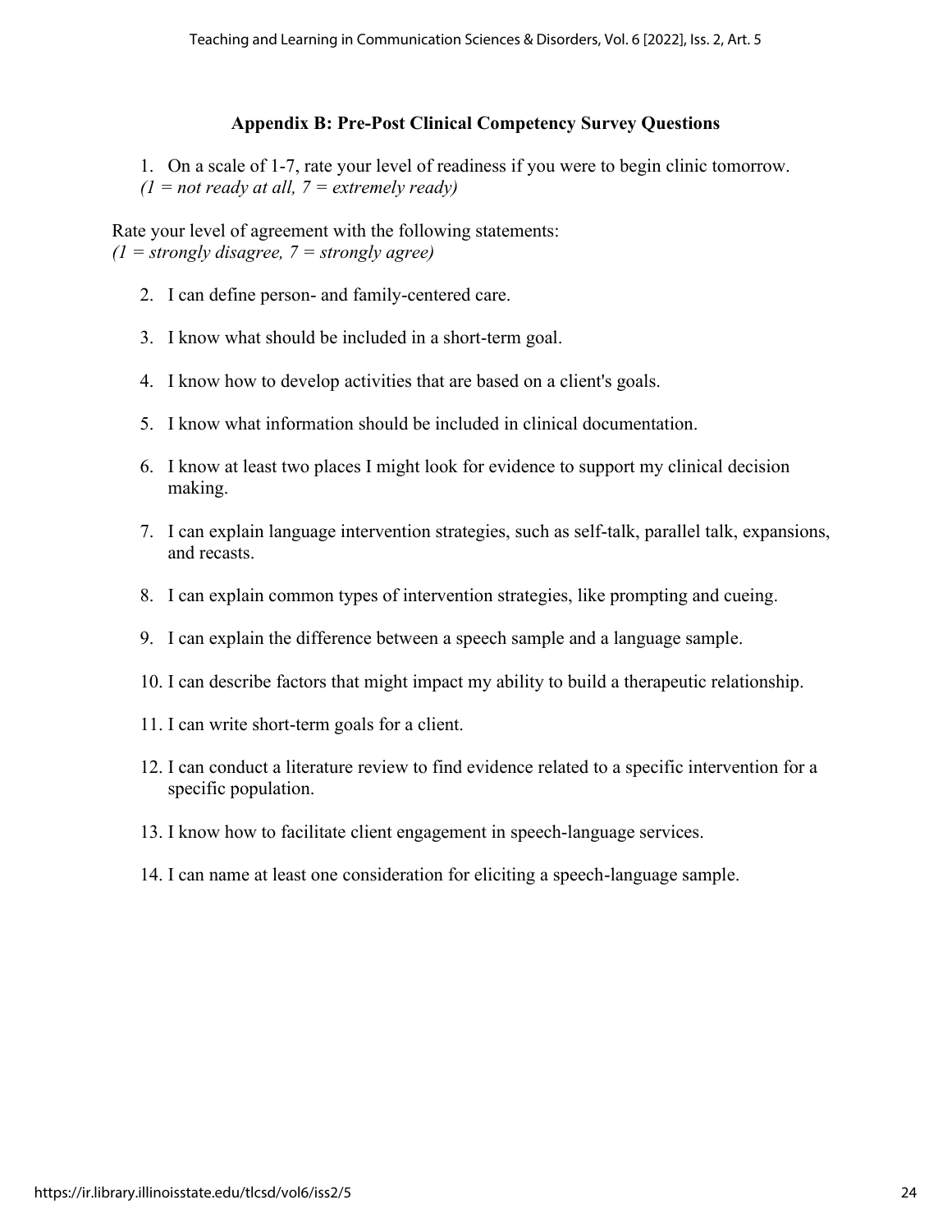## Appendix B: Pre-Post Clinical Competency Survey Questions

1. On a scale of 1-7, rate your level of readiness if you were to begin clinic tomorrow.
*(1 = not ready at all, 7 = extremely ready)*

Rate your level of agreement with the following statements:
*(1 = strongly disagree, 7 = strongly agree)*

2. I can define person- and family-centered care.
3. I know what should be included in a short-term goal.
4. I know how to develop activities that are based on a client's goals.
5. I know what information should be included in clinical documentation.
6. I know at least two places I might look for evidence to support my clinical decision making.
7. I can explain language intervention strategies, such as self-talk, parallel talk, expansions, and recasts.
8. I can explain common types of intervention strategies, like prompting and cueing.
9. I can explain the difference between a speech sample and a language sample.
10. I can describe factors that might impact my ability to build a therapeutic relationship.
11. I can write short-term goals for a client.
12. I can conduct a literature review to find evidence related to a specific intervention for a specific population.
13. I know how to facilitate client engagement in speech-language services.
14. I can name at least one consideration for eliciting a speech-language sample.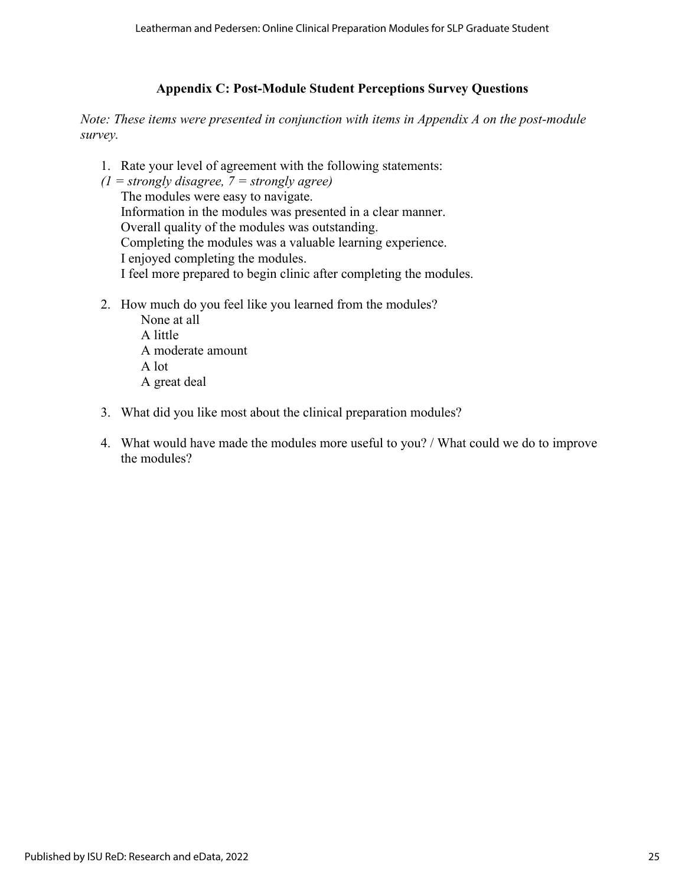## Appendix C: Post-Module Student Perceptions Survey Questions

*Note: These items were presented in conjunction with items in Appendix A on the post-module survey.*

1. Rate your level of agreement with the following statements:
   *(1 = strongly disagree, 7 = strongly agree)*
   - The modules were easy to navigate.
   - Information in the modules was presented in a clear manner.
   - Overall quality of the modules was outstanding.
   - Completing the modules was a valuable learning experience.
   - I enjoyed completing the modules.
   - I feel more prepared to begin clinic after completing the modules.

2. How much do you feel like you learned from the modules?
   - None at all
   - A little
   - A moderate amount
   - A lot
   - A great deal

3. What did you like most about the clinical preparation modules?

4. What would have made the modules more useful to you? / What could we do to improve the modules?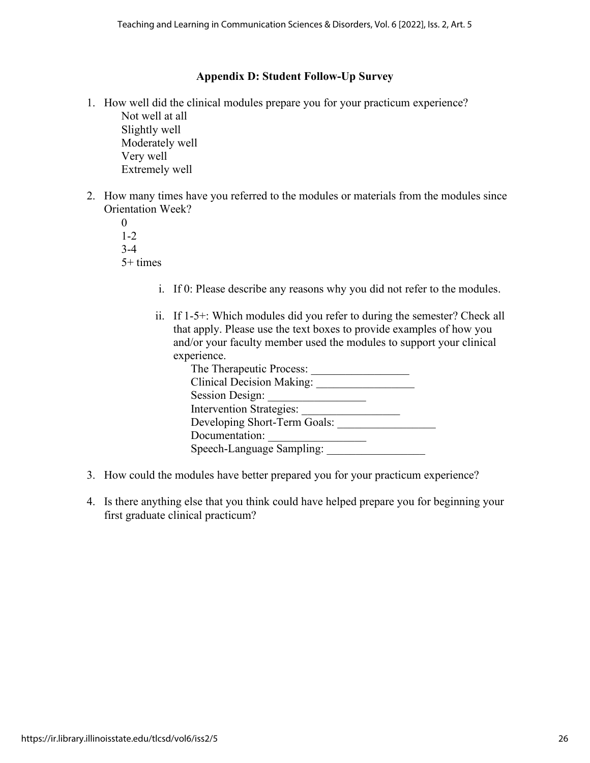## Appendix D: Student Follow-Up Survey

1. How well did the clinical modules prepare you for your practicum experience?
   - Not well at all
   - Slightly well
   - Moderately well
   - Very well
   - Extremely well

2. How many times have you referred to the modules or materials from the modules since Orientation Week?
   - 0
   - 1-2
   - 3-4
   - 5+ times

   i. If 0: Please describe any reasons why you did not refer to the modules.

   ii. If 1-5+: Which modules did you refer to during the semester? Check all that apply. Please use the text boxes to provide examples of how you and/or your faculty member used the modules to support your clinical experience.
      - The Therapeutic Process: _________________
      - Clinical Decision Making: _________________
      - Session Design: _________________
      - Intervention Strategies: _________________
      - Developing Short-Term Goals: _________________
      - Documentation: _________________
      - Speech-Language Sampling: _________________

3. How could the modules have better prepared you for your practicum experience?

4. Is there anything else that you think could have helped prepare you for beginning your first graduate clinical practicum?